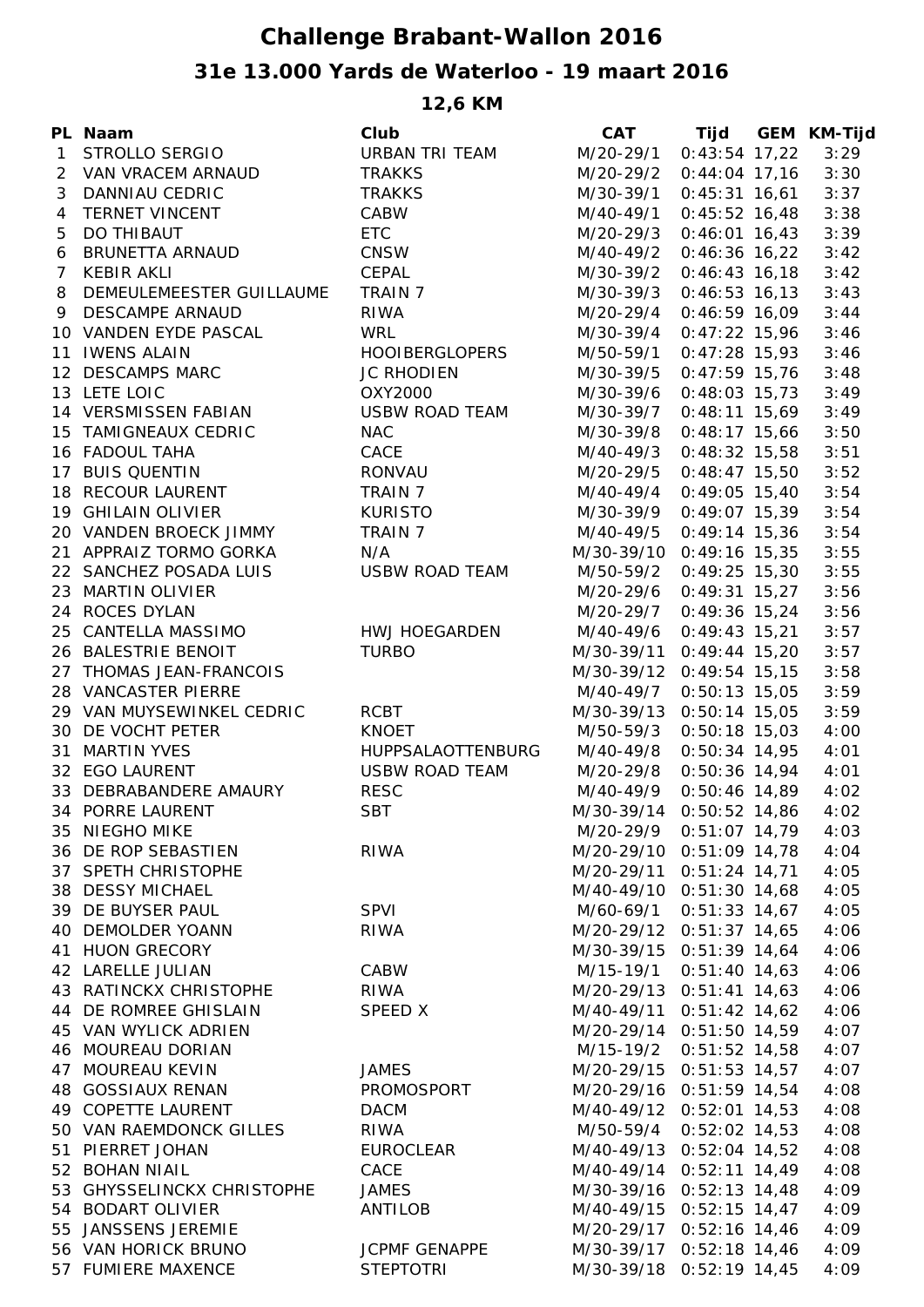# Challenge Brabant-Wallon 2016

## 31e 13.000 Yards de Waterloo - 19 maart 2016

### 12,6 KM

| PL | Naam | Club | CAT | Tijd | GEM | KM-Tijd |
|---|---|---|---|---|---|---|
| 1 | STROLLO SERGIO | URBAN TRI TEAM | M/20-29/1 | 0:43:54 | 17,22 | 3:29 |
| 2 | VAN VRACEM ARNAUD | TRAKKS | M/20-29/2 | 0:44:04 | 17,16 | 3:30 |
| 3 | DANNIAU CEDRIC | TRAKKS | M/30-39/1 | 0:45:31 | 16,61 | 3:37 |
| 4 | TERNET VINCENT | CABW | M/40-49/1 | 0:45:52 | 16,48 | 3:38 |
| 5 | DO THIBAUT | ETC | M/20-29/3 | 0:46:01 | 16,43 | 3:39 |
| 6 | BRUNETTA ARNAUD | CNSW | M/40-49/2 | 0:46:36 | 16,22 | 3:42 |
| 7 | KEBIR AKLI | CEPAL | M/30-39/2 | 0:46:43 | 16,18 | 3:42 |
| 8 | DEMEULEMEESTER GUILLAUME | TRAIN 7 | M/30-39/3 | 0:46:53 | 16,13 | 3:43 |
| 9 | DESCAMPE ARNAUD | RIWA | M/20-29/4 | 0:46:59 | 16,09 | 3:44 |
| 10 | VANDEN EYDE PASCAL | WRL | M/30-39/4 | 0:47:22 | 15,96 | 3:46 |
| 11 | IWENS ALAIN | HOOIBERGLOPERS | M/50-59/1 | 0:47:28 | 15,93 | 3:46 |
| 12 | DESCAMPS MARC | JC RHODIEN | M/30-39/5 | 0:47:59 | 15,76 | 3:48 |
| 13 | LETE LOIC | OXY2000 | M/30-39/6 | 0:48:03 | 15,73 | 3:49 |
| 14 | VERSMISSEN FABIAN | USBW ROAD TEAM | M/30-39/7 | 0:48:11 | 15,69 | 3:49 |
| 15 | TAMIGNEAUX CEDRIC | NAC | M/30-39/8 | 0:48:17 | 15,66 | 3:50 |
| 16 | FADOUL TAHA | CACE | M/40-49/3 | 0:48:32 | 15,58 | 3:51 |
| 17 | BUIS QUENTIN | RONVAU | M/20-29/5 | 0:48:47 | 15,50 | 3:52 |
| 18 | RECOUR LAURENT | TRAIN 7 | M/40-49/4 | 0:49:05 | 15,40 | 3:54 |
| 19 | GHILAIN OLIVIER | KURISTO | M/30-39/9 | 0:49:07 | 15,39 | 3:54 |
| 20 | VANDEN BROECK JIMMY | TRAIN 7 | M/40-49/5 | 0:49:14 | 15,36 | 3:54 |
| 21 | APPRAIZ TORMO GORKA | N/A | M/30-39/10 | 0:49:16 | 15,35 | 3:55 |
| 22 | SANCHEZ POSADA LUIS | USBW ROAD TEAM | M/50-59/2 | 0:49:25 | 15,30 | 3:55 |
| 23 | MARTIN OLIVIER | | M/20-29/6 | 0:49:31 | 15,27 | 3:56 |
| 24 | ROCES DYLAN | | M/20-29/7 | 0:49:36 | 15,24 | 3:56 |
| 25 | CANTELLA MASSIMO | HWJ HOEGARDEN | M/40-49/6 | 0:49:43 | 15,21 | 3:57 |
| 26 | BALESTRIE BENOIT | TURBO | M/30-39/11 | 0:49:44 | 15,20 | 3:57 |
| 27 | THOMAS JEAN-FRANCOIS | | M/30-39/12 | 0:49:54 | 15,15 | 3:58 |
| 28 | VANCASTER PIERRE | | M/40-49/7 | 0:50:13 | 15,05 | 3:59 |
| 29 | VAN MUYSEWINKEL CEDRIC | RCBT | M/30-39/13 | 0:50:14 | 15,05 | 3:59 |
| 30 | DE VOCHT PETER | KNOET | M/50-59/3 | 0:50:18 | 15,03 | 4:00 |
| 31 | MARTIN YVES | HUPPSALAOTTENBURG | M/40-49/8 | 0:50:34 | 14,95 | 4:01 |
| 32 | EGO LAURENT | USBW ROAD TEAM | M/20-29/8 | 0:50:36 | 14,94 | 4:01 |
| 33 | DEBRABANDERE AMAURY | RESC | M/40-49/9 | 0:50:46 | 14,89 | 4:02 |
| 34 | PORRE LAURENT | SBT | M/30-39/14 | 0:50:52 | 14,86 | 4:02 |
| 35 | NIEGHO MIKE | | M/20-29/9 | 0:51:07 | 14,79 | 4:03 |
| 36 | DE ROP SEBASTIEN | RIWA | M/20-29/10 | 0:51:09 | 14,78 | 4:04 |
| 37 | SPETH CHRISTOPHE | | M/20-29/11 | 0:51:24 | 14,71 | 4:05 |
| 38 | DESSY MICHAEL | | M/40-49/10 | 0:51:30 | 14,68 | 4:05 |
| 39 | DE BUYSER PAUL | SPVI | M/60-69/1 | 0:51:33 | 14,67 | 4:05 |
| 40 | DEMOLDER YOANN | RIWA | M/20-29/12 | 0:51:37 | 14,65 | 4:06 |
| 41 | HUON GRECORY | | M/30-39/15 | 0:51:39 | 14,64 | 4:06 |
| 42 | LARELLE JULIAN | CABW | M/15-19/1 | 0:51:40 | 14,63 | 4:06 |
| 43 | RATINCKX CHRISTOPHE | RIWA | M/20-29/13 | 0:51:41 | 14,63 | 4:06 |
| 44 | DE ROMREE GHISLAIN | SPEED X | M/40-49/11 | 0:51:42 | 14,62 | 4:06 |
| 45 | VAN WYLICK ADRIEN | | M/20-29/14 | 0:51:50 | 14,59 | 4:07 |
| 46 | MOUREAU DORIAN | | M/15-19/2 | 0:51:52 | 14,58 | 4:07 |
| 47 | MOUREAU KEVIN | JAMES | M/20-29/15 | 0:51:53 | 14,57 | 4:07 |
| 48 | GOSSIAUX RENAN | PROMOSPORT | M/20-29/16 | 0:51:59 | 14,54 | 4:08 |
| 49 | COPETTE LAURENT | DACM | M/40-49/12 | 0:52:01 | 14,53 | 4:08 |
| 50 | VAN RAEMDONCK GILLES | RIWA | M/50-59/4 | 0:52:02 | 14,53 | 4:08 |
| 51 | PIERRET JOHAN | EUROCLEAR | M/40-49/13 | 0:52:04 | 14,52 | 4:08 |
| 52 | BOHAN NIAIL | CACE | M/40-49/14 | 0:52:11 | 14,49 | 4:08 |
| 53 | GHYSSELINCKX CHRISTOPHE | JAMES | M/30-39/16 | 0:52:13 | 14,48 | 4:09 |
| 54 | BODART OLIVIER | ANTILOB | M/40-49/15 | 0:52:15 | 14,47 | 4:09 |
| 55 | JANSSENS JEREMIE | | M/20-29/17 | 0:52:16 | 14,46 | 4:09 |
| 56 | VAN HORICK BRUNO | JCPMF GENAPPE | M/30-39/17 | 0:52:18 | 14,46 | 4:09 |
| 57 | FUMIERE MAXENCE | STEPTOTRI | M/30-39/18 | 0:52:19 | 14,45 | 4:09 |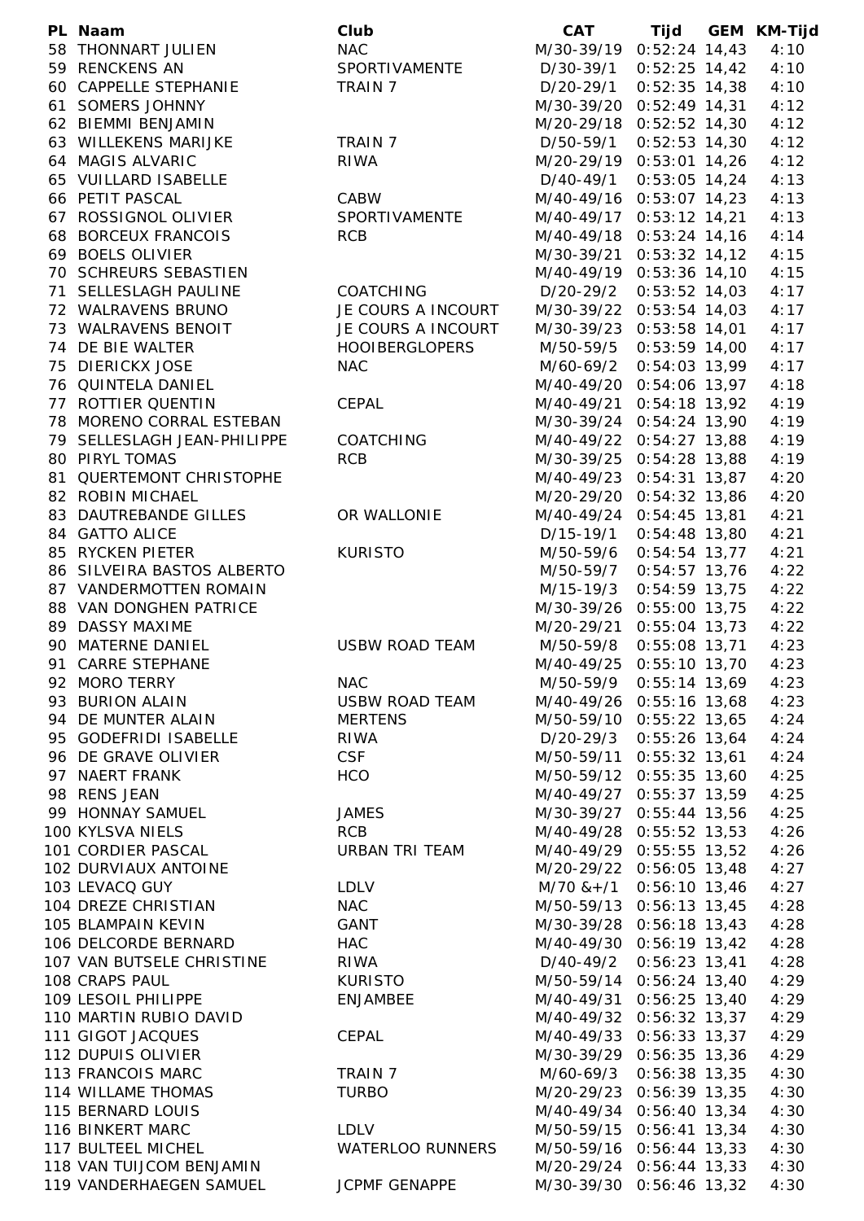| PL | Naam | Club | CAT | Tijd | GEM | KM-Tijd |
|---|---|---|---|---|---|---|
| 58 | THONNART JULIEN | NAC | M/30-39/19 | 0:52:24 | 14,43 | 4:10 |
| 59 | RENCKENS AN | SPORTIVAMENTE | D/30-39/1 | 0:52:25 | 14,42 | 4:10 |
| 60 | CAPPELLE STEPHANIE | TRAIN 7 | D/20-29/1 | 0:52:35 | 14,38 | 4:10 |
| 61 | SOMERS JOHNNY | | M/30-39/20 | 0:52:49 | 14,31 | 4:12 |
| 62 | BIEMMI BENJAMIN | | M/20-29/18 | 0:52:52 | 14,30 | 4:12 |
| 63 | WILLEKENS MARIJKE | TRAIN 7 | D/50-59/1 | 0:52:53 | 14,30 | 4:12 |
| 64 | MAGIS ALVARIC | RIWA | M/20-29/19 | 0:53:01 | 14,26 | 4:12 |
| 65 | VUILLARD ISABELLE | | D/40-49/1 | 0:53:05 | 14,24 | 4:13 |
| 66 | PETIT PASCAL | CABW | M/40-49/16 | 0:53:07 | 14,23 | 4:13 |
| 67 | ROSSIGNOL OLIVIER | SPORTIVAMENTE | M/40-49/17 | 0:53:12 | 14,21 | 4:13 |
| 68 | BORCEUX FRANCOIS | RCB | M/40-49/18 | 0:53:24 | 14,16 | 4:14 |
| 69 | BOELS OLIVIER | | M/30-39/21 | 0:53:32 | 14,12 | 4:15 |
| 70 | SCHREURS SEBASTIEN | | M/40-49/19 | 0:53:36 | 14,10 | 4:15 |
| 71 | SELLESLAGH PAULINE | COATCHING | D/20-29/2 | 0:53:52 | 14,03 | 4:17 |
| 72 | WALRAVENS BRUNO | JE COURS A INCOURT | M/30-39/22 | 0:53:54 | 14,03 | 4:17 |
| 73 | WALRAVENS BENOIT | JE COURS A INCOURT | M/30-39/23 | 0:53:58 | 14,01 | 4:17 |
| 74 | DE BIE WALTER | HOOIBERGLOPERS | M/50-59/5 | 0:53:59 | 14,00 | 4:17 |
| 75 | DIERICKX JOSE | NAC | M/60-69/2 | 0:54:03 | 13,99 | 4:17 |
| 76 | QUINTELA DANIEL | | M/40-49/20 | 0:54:06 | 13,97 | 4:18 |
| 77 | ROTTIER QUENTIN | CEPAL | M/40-49/21 | 0:54:18 | 13,92 | 4:19 |
| 78 | MORENO CORRAL ESTEBAN | | M/30-39/24 | 0:54:24 | 13,90 | 4:19 |
| 79 | SELLESLAGH JEAN-PHILIPPE | COATCHING | M/40-49/22 | 0:54:27 | 13,88 | 4:19 |
| 80 | PIRYL TOMAS | RCB | M/30-39/25 | 0:54:28 | 13,88 | 4:19 |
| 81 | QUERTEMONT CHRISTOPHE | | M/40-49/23 | 0:54:31 | 13,87 | 4:20 |
| 82 | ROBIN MICHAEL | | M/20-29/20 | 0:54:32 | 13,86 | 4:20 |
| 83 | DAUTREBANDE GILLES | OR WALLONIE | M/40-49/24 | 0:54:45 | 13,81 | 4:21 |
| 84 | GATTO ALICE | | D/15-19/1 | 0:54:48 | 13,80 | 4:21 |
| 85 | RYCKEN PIETER | KURISTO | M/50-59/6 | 0:54:54 | 13,77 | 4:21 |
| 86 | SILVEIRA BASTOS ALBERTO | | M/50-59/7 | 0:54:57 | 13,76 | 4:22 |
| 87 | VANDERMOTTEN ROMAIN | | M/15-19/3 | 0:54:59 | 13,75 | 4:22 |
| 88 | VAN DONGHEN PATRICE | | M/30-39/26 | 0:55:00 | 13,75 | 4:22 |
| 89 | DASSY MAXIME | | M/20-29/21 | 0:55:04 | 13,73 | 4:22 |
| 90 | MATERNE DANIEL | USBW ROAD TEAM | M/50-59/8 | 0:55:08 | 13,71 | 4:23 |
| 91 | CARRE STEPHANE | | M/40-49/25 | 0:55:10 | 13,70 | 4:23 |
| 92 | MORO TERRY | NAC | M/50-59/9 | 0:55:14 | 13,69 | 4:23 |
| 93 | BURION ALAIN | USBW ROAD TEAM | M/40-49/26 | 0:55:16 | 13,68 | 4:23 |
| 94 | DE MUNTER ALAIN | MERTENS | M/50-59/10 | 0:55:22 | 13,65 | 4:24 |
| 95 | GODEFRIDI ISABELLE | RIWA | D/20-29/3 | 0:55:26 | 13,64 | 4:24 |
| 96 | DE GRAVE OLIVIER | CSF | M/50-59/11 | 0:55:32 | 13,61 | 4:24 |
| 97 | NAERT FRANK | HCO | M/50-59/12 | 0:55:35 | 13,60 | 4:25 |
| 98 | RENS JEAN | | M/40-49/27 | 0:55:37 | 13,59 | 4:25 |
| 99 | HONNAY SAMUEL | JAMES | M/30-39/27 | 0:55:44 | 13,56 | 4:25 |
| 100 | KYLSVA NIELS | RCB | M/40-49/28 | 0:55:52 | 13,53 | 4:26 |
| 101 | CORDIER PASCAL | URBAN TRI TEAM | M/40-49/29 | 0:55:55 | 13,52 | 4:26 |
| 102 | DURVIAUX ANTOINE | | M/20-29/22 | 0:56:05 | 13,48 | 4:27 |
| 103 | LEVACQ GUY | LDLV | M/70 &+/1 | 0:56:10 | 13,46 | 4:27 |
| 104 | DREZE CHRISTIAN | NAC | M/50-59/13 | 0:56:13 | 13,45 | 4:28 |
| 105 | BLAMPAIN KEVIN | GANT | M/30-39/28 | 0:56:18 | 13,43 | 4:28 |
| 106 | DELCORDE BERNARD | HAC | M/40-49/30 | 0:56:19 | 13,42 | 4:28 |
| 107 | VAN BUTSELE CHRISTINE | RIWA | D/40-49/2 | 0:56:23 | 13,41 | 4:28 |
| 108 | CRAPS PAUL | KURISTO | M/50-59/14 | 0:56:24 | 13,40 | 4:29 |
| 109 | LESOIL PHILIPPE | ENJAMBEE | M/40-49/31 | 0:56:25 | 13,40 | 4:29 |
| 110 | MARTIN RUBIO DAVID | | M/40-49/32 | 0:56:32 | 13,37 | 4:29 |
| 111 | GIGOT JACQUES | CEPAL | M/40-49/33 | 0:56:33 | 13,37 | 4:29 |
| 112 | DUPUIS OLIVIER | | M/30-39/29 | 0:56:35 | 13,36 | 4:29 |
| 113 | FRANCOIS MARC | TRAIN 7 | M/60-69/3 | 0:56:38 | 13,35 | 4:30 |
| 114 | WILLAME THOMAS | TURBO | M/20-29/23 | 0:56:39 | 13,35 | 4:30 |
| 115 | BERNARD LOUIS | | M/40-49/34 | 0:56:40 | 13,34 | 4:30 |
| 116 | BINKERT MARC | LDLV | M/50-59/15 | 0:56:41 | 13,34 | 4:30 |
| 117 | BULTEEL MICHEL | WATERLOO RUNNERS | M/50-59/16 | 0:56:44 | 13,33 | 4:30 |
| 118 | VAN TUIJCOM BENJAMIN | | M/20-29/24 | 0:56:44 | 13,33 | 4:30 |
| 119 | VANDERHAEGEN SAMUEL | JCPMF GENAPPE | M/30-39/30 | 0:56:46 | 13,32 | 4:30 |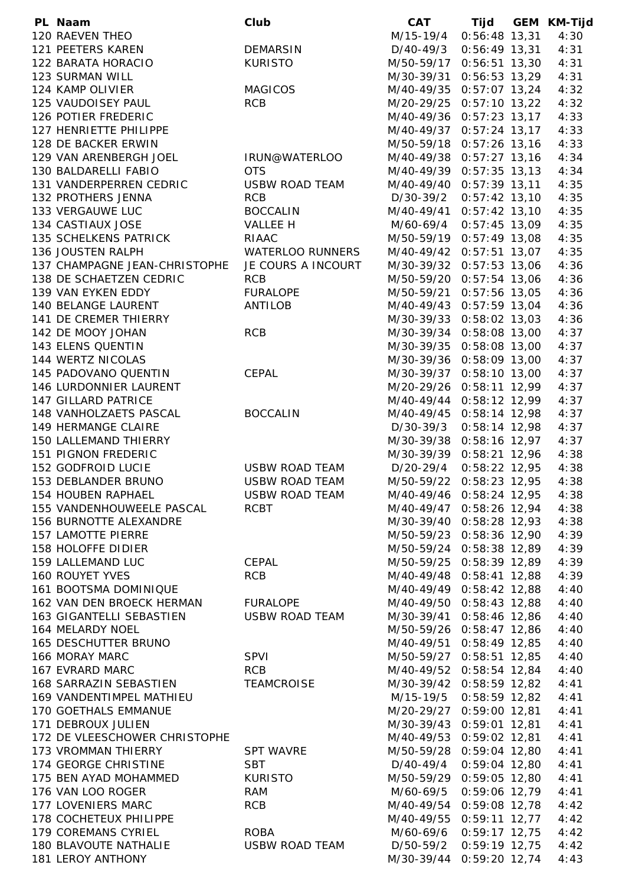| PL | Naam | Club | CAT | Tijd | GEM | KM-Tijd |
|---|---|---|---|---|---|---|
| 120 | RAEVEN THEO | | M/15-19/4 | 0:56:48 | 13,31 | 4:30 |
| 121 | PEETERS KAREN | DEMARSIN | D/40-49/3 | 0:56:49 | 13,31 | 4:31 |
| 122 | BARATA HORACIO | KURISTO | M/50-59/17 | 0:56:51 | 13,30 | 4:31 |
| 123 | SURMAN WILL | | M/30-39/31 | 0:56:53 | 13,29 | 4:31 |
| 124 | KAMP OLIVIER | MAGICOS | M/40-49/35 | 0:57:07 | 13,24 | 4:32 |
| 125 | VAUDOISEY PAUL | RCB | M/20-29/25 | 0:57:10 | 13,22 | 4:32 |
| 126 | POTIER FREDERIC | | M/40-49/36 | 0:57:23 | 13,17 | 4:33 |
| 127 | HENRIETTE PHILIPPE | | M/40-49/37 | 0:57:24 | 13,17 | 4:33 |
| 128 | DE BACKER ERWIN | | M/50-59/18 | 0:57:26 | 13,16 | 4:33 |
| 129 | VAN ARENBERGH JOEL | IRUN@WATERLOO | M/40-49/38 | 0:57:27 | 13,16 | 4:34 |
| 130 | BALDARELLI FABIO | OTS | M/40-49/39 | 0:57:35 | 13,13 | 4:34 |
| 131 | VANDERPERREN CEDRIC | USBW ROAD TEAM | M/40-49/40 | 0:57:39 | 13,11 | 4:35 |
| 132 | PROTHERS JENNA | RCB | D/30-39/2 | 0:57:42 | 13,10 | 4:35 |
| 133 | VERGAUWE LUC | BOCCALIN | M/40-49/41 | 0:57:42 | 13,10 | 4:35 |
| 134 | CASTIAUX JOSE | VALLEE H | M/60-69/4 | 0:57:45 | 13,09 | 4:35 |
| 135 | SCHELKENS PATRICK | RIAAC | M/50-59/19 | 0:57:49 | 13,08 | 4:35 |
| 136 | JOUSTEN RALPH | WATERLOO RUNNERS | M/40-49/42 | 0:57:51 | 13,07 | 4:35 |
| 137 | CHAMPAGNE JEAN-CHRISTOPHE | JE COURS A INCOURT | M/30-39/32 | 0:57:53 | 13,06 | 4:36 |
| 138 | DE SCHAETZEN CEDRIC | RCB | M/50-59/20 | 0:57:54 | 13,06 | 4:36 |
| 139 | VAN EYKEN EDDY | FURALOPE | M/50-59/21 | 0:57:56 | 13,05 | 4:36 |
| 140 | BELANGE LAURENT | ANTILOB | M/40-49/43 | 0:57:59 | 13,04 | 4:36 |
| 141 | DE CREMER THIERRY | | M/30-39/33 | 0:58:02 | 13,03 | 4:36 |
| 142 | DE MOOY JOHAN | RCB | M/30-39/34 | 0:58:08 | 13,00 | 4:37 |
| 143 | ELENS QUENTIN | | M/30-39/35 | 0:58:08 | 13,00 | 4:37 |
| 144 | WERTZ NICOLAS | | M/30-39/36 | 0:58:09 | 13,00 | 4:37 |
| 145 | PADOVANO QUENTIN | CEPAL | M/30-39/37 | 0:58:10 | 13,00 | 4:37 |
| 146 | LURDONNIER LAURENT | | M/20-29/26 | 0:58:11 | 12,99 | 4:37 |
| 147 | GILLARD PATRICE | | M/40-49/44 | 0:58:12 | 12,99 | 4:37 |
| 148 | VANHOLZAETS PASCAL | BOCCALIN | M/40-49/45 | 0:58:14 | 12,98 | 4:37 |
| 149 | HERMANGE CLAIRE | | D/30-39/3 | 0:58:14 | 12,98 | 4:37 |
| 150 | LALLEMAND THIERRY | | M/30-39/38 | 0:58:16 | 12,97 | 4:37 |
| 151 | PIGNON FREDERIC | | M/30-39/39 | 0:58:21 | 12,96 | 4:38 |
| 152 | GODFROID LUCIE | USBW ROAD TEAM | D/20-29/4 | 0:58:22 | 12,95 | 4:38 |
| 153 | DEBLANDER BRUNO | USBW ROAD TEAM | M/50-59/22 | 0:58:23 | 12,95 | 4:38 |
| 154 | HOUBEN RAPHAEL | USBW ROAD TEAM | M/40-49/46 | 0:58:24 | 12,95 | 4:38 |
| 155 | VANDENHOUWEELE PASCAL | RCBT | M/40-49/47 | 0:58:26 | 12,94 | 4:38 |
| 156 | BURNOTTE ALEXANDRE | | M/30-39/40 | 0:58:28 | 12,93 | 4:38 |
| 157 | LAMOTTE PIERRE | | M/50-59/23 | 0:58:36 | 12,90 | 4:39 |
| 158 | HOLOFFE DIDIER | | M/50-59/24 | 0:58:38 | 12,89 | 4:39 |
| 159 | LALLEMAND LUC | CEPAL | M/50-59/25 | 0:58:39 | 12,89 | 4:39 |
| 160 | ROUYET YVES | RCB | M/40-49/48 | 0:58:41 | 12,88 | 4:39 |
| 161 | BOOTSMA DOMINIQUE | | M/40-49/49 | 0:58:42 | 12,88 | 4:40 |
| 162 | VAN DEN BROECK HERMAN | FURALOPE | M/40-49/50 | 0:58:43 | 12,88 | 4:40 |
| 163 | GIGANTELLI SEBASTIEN | USBW ROAD TEAM | M/30-39/41 | 0:58:46 | 12,86 | 4:40 |
| 164 | MELARDY NOEL | | M/50-59/26 | 0:58:47 | 12,86 | 4:40 |
| 165 | DESCHUTTER BRUNO | | M/40-49/51 | 0:58:49 | 12,85 | 4:40 |
| 166 | MORAY MARC | SPVI | M/50-59/27 | 0:58:51 | 12,85 | 4:40 |
| 167 | EVRARD MARC | RCB | M/40-49/52 | 0:58:54 | 12,84 | 4:40 |
| 168 | SARRAZIN SEBASTIEN | TEAMCROISE | M/30-39/42 | 0:58:59 | 12,82 | 4:41 |
| 169 | VANDENTIMPEL MATHIEU | | M/15-19/5 | 0:58:59 | 12,82 | 4:41 |
| 170 | GOETHALS EMMANUE | | M/20-29/27 | 0:59:00 | 12,81 | 4:41 |
| 171 | DEBROUX JULIEN | | M/30-39/43 | 0:59:01 | 12,81 | 4:41 |
| 172 | DE VLEESCHOWER CHRISTOPHE | | M/40-49/53 | 0:59:02 | 12,81 | 4:41 |
| 173 | VROMMAN THIERRY | SPT WAVRE | M/50-59/28 | 0:59:04 | 12,80 | 4:41 |
| 174 | GEORGE CHRISTINE | SBT | D/40-49/4 | 0:59:04 | 12,80 | 4:41 |
| 175 | BEN AYAD MOHAMMED | KURISTO | M/50-59/29 | 0:59:05 | 12,80 | 4:41 |
| 176 | VAN LOO ROGER | RAM | M/60-69/5 | 0:59:06 | 12,79 | 4:41 |
| 177 | LOVENIERS MARC | RCB | M/40-49/54 | 0:59:08 | 12,78 | 4:42 |
| 178 | COCHETEUX PHILIPPE | | M/40-49/55 | 0:59:11 | 12,77 | 4:42 |
| 179 | COREMANS CYRIEL | ROBA | M/60-69/6 | 0:59:17 | 12,75 | 4:42 |
| 180 | BLAVOUTE NATHALIE | USBW ROAD TEAM | D/50-59/2 | 0:59:19 | 12,75 | 4:42 |
| 181 | LEROY ANTHONY | | M/30-39/44 | 0:59:20 | 12,74 | 4:43 |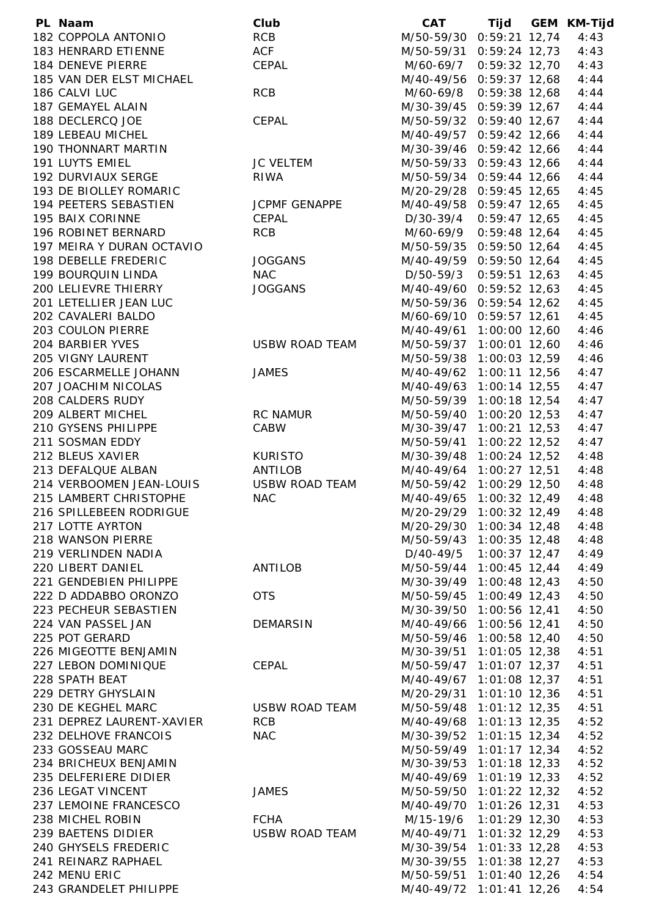| PL | Naam | Club | CAT | Tijd | GEM | KM-Tijd |
|---|---|---|---|---|---|---|
| 182 | COPPOLA ANTONIO | RCB | M/50-59/30 | 0:59:21 | 12,74 | 4:43 |
| 183 | HENRARD ETIENNE | ACF | M/50-59/31 | 0:59:24 | 12,73 | 4:43 |
| 184 | DENEVE PIERRE | CEPAL | M/60-69/7 | 0:59:32 | 12,70 | 4:43 |
| 185 | VAN DER ELST MICHAEL | | M/40-49/56 | 0:59:37 | 12,68 | 4:44 |
| 186 | CALVI LUC | RCB | M/60-69/8 | 0:59:38 | 12,68 | 4:44 |
| 187 | GEMAYEL ALAIN | | M/30-39/45 | 0:59:39 | 12,67 | 4:44 |
| 188 | DECLERCQ JOE | CEPAL | M/50-59/32 | 0:59:40 | 12,67 | 4:44 |
| 189 | LEBEAU MICHEL | | M/40-49/57 | 0:59:42 | 12,66 | 4:44 |
| 190 | THONNART MARTIN | | M/30-39/46 | 0:59:42 | 12,66 | 4:44 |
| 191 | LUYTS EMIEL | JC VELTEM | M/50-59/33 | 0:59:43 | 12,66 | 4:44 |
| 192 | DURVIAUX SERGE | RIWA | M/50-59/34 | 0:59:44 | 12,66 | 4:44 |
| 193 | DE BIOLLEY ROMARIC | | M/20-29/28 | 0:59:45 | 12,65 | 4:45 |
| 194 | PEETERS SEBASTIEN | JCPMF GENAPPE | M/40-49/58 | 0:59:47 | 12,65 | 4:45 |
| 195 | BAIX CORINNE | CEPAL | D/30-39/4 | 0:59:47 | 12,65 | 4:45 |
| 196 | ROBINET BERNARD | RCB | M/60-69/9 | 0:59:48 | 12,64 | 4:45 |
| 197 | MEIRA Y DURAN OCTAVIO | | M/50-59/35 | 0:59:50 | 12,64 | 4:45 |
| 198 | DEBELLE FREDERIC | JOGGANS | M/40-49/59 | 0:59:50 | 12,64 | 4:45 |
| 199 | BOURQUIN LINDA | NAC | D/50-59/3 | 0:59:51 | 12,63 | 4:45 |
| 200 | LELIEVRE THIERRY | JOGGANS | M/40-49/60 | 0:59:52 | 12,63 | 4:45 |
| 201 | LETELLIER JEAN LUC | | M/50-59/36 | 0:59:54 | 12,62 | 4:45 |
| 202 | CAVALERI BALDO | | M/60-69/10 | 0:59:57 | 12,61 | 4:45 |
| 203 | COULON PIERRE | | M/40-49/61 | 1:00:00 | 12,60 | 4:46 |
| 204 | BARBIER YVES | USBW ROAD TEAM | M/50-59/37 | 1:00:01 | 12,60 | 4:46 |
| 205 | VIGNY LAURENT | | M/50-59/38 | 1:00:03 | 12,59 | 4:46 |
| 206 | ESCARMELLE JOHANN | JAMES | M/40-49/62 | 1:00:11 | 12,56 | 4:47 |
| 207 | JOACHIM NICOLAS | | M/40-49/63 | 1:00:14 | 12,55 | 4:47 |
| 208 | CALDERS RUDY | | M/50-59/39 | 1:00:18 | 12,54 | 4:47 |
| 209 | ALBERT MICHEL | RC NAMUR | M/50-59/40 | 1:00:20 | 12,53 | 4:47 |
| 210 | GYSENS PHILIPPE | CABW | M/30-39/47 | 1:00:21 | 12,53 | 4:47 |
| 211 | SOSMAN EDDY | | M/50-59/41 | 1:00:22 | 12,52 | 4:47 |
| 212 | BLEUS XAVIER | KURISTO | M/30-39/48 | 1:00:24 | 12,52 | 4:48 |
| 213 | DEFALQUE ALBAN | ANTILOB | M/40-49/64 | 1:00:27 | 12,51 | 4:48 |
| 214 | VERBOOMEN JEAN-LOUIS | USBW ROAD TEAM | M/50-59/42 | 1:00:29 | 12,50 | 4:48 |
| 215 | LAMBERT CHRISTOPHE | NAC | M/40-49/65 | 1:00:32 | 12,49 | 4:48 |
| 216 | SPILLEBEEN RODRIGUE | | M/20-29/29 | 1:00:32 | 12,49 | 4:48 |
| 217 | LOTTE AYRTON | | M/20-29/30 | 1:00:34 | 12,48 | 4:48 |
| 218 | WANSON PIERRE | | M/50-59/43 | 1:00:35 | 12,48 | 4:48 |
| 219 | VERLINDEN NADIA | | D/40-49/5 | 1:00:37 | 12,47 | 4:49 |
| 220 | LIBERT DANIEL | ANTILOB | M/50-59/44 | 1:00:45 | 12,44 | 4:49 |
| 221 | GENDEBIEN PHILIPPE | | M/30-39/49 | 1:00:48 | 12,43 | 4:50 |
| 222 | D ADDABBO ORONZO | OTS | M/50-59/45 | 1:00:49 | 12,43 | 4:50 |
| 223 | PECHEUR SEBASTIEN | | M/30-39/50 | 1:00:56 | 12,41 | 4:50 |
| 224 | VAN PASSEL JAN | DEMARSIN | M/40-49/66 | 1:00:56 | 12,41 | 4:50 |
| 225 | POT GERARD | | M/50-59/46 | 1:00:58 | 12,40 | 4:50 |
| 226 | MIGEOTTE BENJAMIN | | M/30-39/51 | 1:01:05 | 12,38 | 4:51 |
| 227 | LEBON DOMINIQUE | CEPAL | M/50-59/47 | 1:01:07 | 12,37 | 4:51 |
| 228 | SPATH BEAT | | M/40-49/67 | 1:01:08 | 12,37 | 4:51 |
| 229 | DETRY GHYSLAIN | | M/20-29/31 | 1:01:10 | 12,36 | 4:51 |
| 230 | DE KEGHEL MARC | USBW ROAD TEAM | M/50-59/48 | 1:01:12 | 12,35 | 4:51 |
| 231 | DEPREZ LAURENT-XAVIER | RCB | M/40-49/68 | 1:01:13 | 12,35 | 4:52 |
| 232 | DELHOVE FRANCOIS | NAC | M/30-39/52 | 1:01:15 | 12,34 | 4:52 |
| 233 | GOSSEAU MARC | | M/50-59/49 | 1:01:17 | 12,34 | 4:52 |
| 234 | BRICHEUX BENJAMIN | | M/30-39/53 | 1:01:18 | 12,33 | 4:52 |
| 235 | DELFERIERE DIDIER | | M/40-49/69 | 1:01:19 | 12,33 | 4:52 |
| 236 | LEGAT VINCENT | JAMES | M/50-59/50 | 1:01:22 | 12,32 | 4:52 |
| 237 | LEMOINE FRANCESCO | | M/40-49/70 | 1:01:26 | 12,31 | 4:53 |
| 238 | MICHEL ROBIN | FCHA | M/15-19/6 | 1:01:29 | 12,30 | 4:53 |
| 239 | BAETENS DIDIER | USBW ROAD TEAM | M/40-49/71 | 1:01:32 | 12,29 | 4:53 |
| 240 | GHYSELS FREDERIC | | M/30-39/54 | 1:01:33 | 12,28 | 4:53 |
| 241 | REINARZ RAPHAEL | | M/30-39/55 | 1:01:38 | 12,27 | 4:53 |
| 242 | MENU ERIC | | M/50-59/51 | 1:01:40 | 12,26 | 4:54 |
| 243 | GRANDELET PHILIPPE | | M/40-49/72 | 1:01:41 | 12,26 | 4:54 |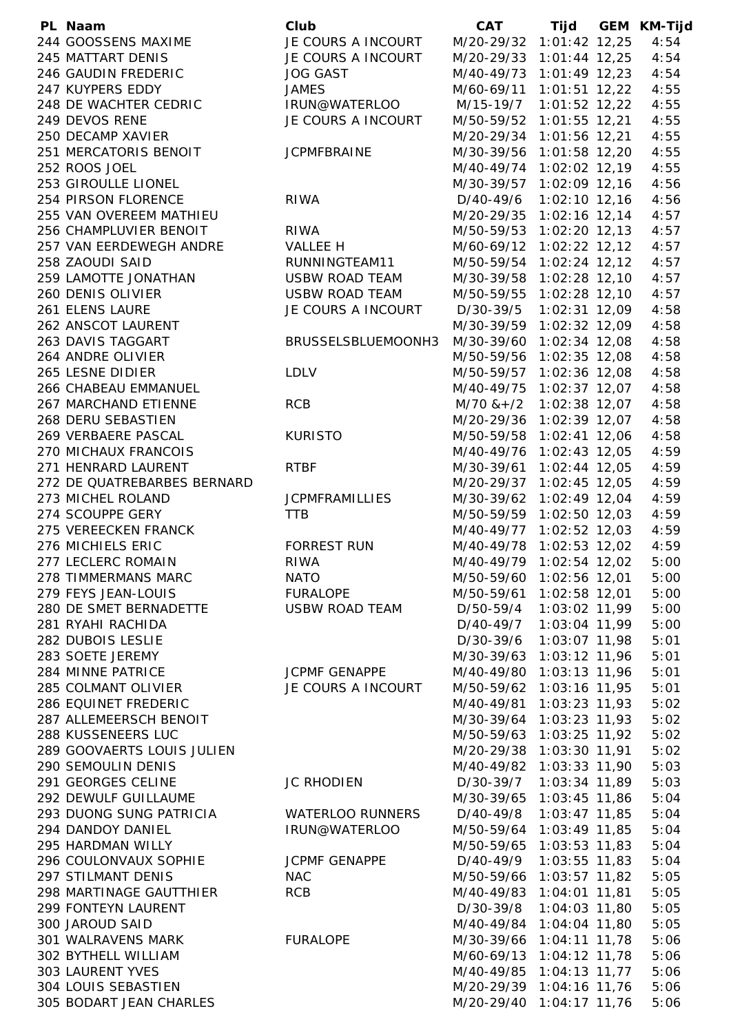| PL | Naam | Club | CAT | Tijd | GEM | KM-Tijd |
|---|---|---|---|---|---|---|
| 244 | GOOSSENS MAXIME | JE COURS A INCOURT | M/20-29/32 | 1:01:42 | 12,25 | 4:54 |
| 245 | MATTART DENIS | JE COURS A INCOURT | M/20-29/33 | 1:01:44 | 12,25 | 4:54 |
| 246 | GAUDIN FREDERIC | JOG GAST | M/40-49/73 | 1:01:49 | 12,23 | 4:54 |
| 247 | KUYPERS EDDY | JAMES | M/60-69/11 | 1:01:51 | 12,22 | 4:55 |
| 248 | DE WACHTER CEDRIC | IRUN@WATERLOO | M/15-19/7 | 1:01:52 | 12,22 | 4:55 |
| 249 | DEVOS RENE | JE COURS A INCOURT | M/50-59/52 | 1:01:55 | 12,21 | 4:55 |
| 250 | DECAMP XAVIER | | M/20-29/34 | 1:01:56 | 12,21 | 4:55 |
| 251 | MERCATORIS BENOIT | JCPMFBRAINE | M/30-39/56 | 1:01:58 | 12,20 | 4:55 |
| 252 | ROOS JOEL | | M/40-49/74 | 1:02:02 | 12,19 | 4:55 |
| 253 | GIROULLE LIONEL | | M/30-39/57 | 1:02:09 | 12,16 | 4:56 |
| 254 | PIRSON FLORENCE | RIWA | D/40-49/6 | 1:02:10 | 12,16 | 4:56 |
| 255 | VAN OVEREEM MATHIEU | | M/20-29/35 | 1:02:16 | 12,14 | 4:57 |
| 256 | CHAMPLUVIER BENOIT | RIWA | M/50-59/53 | 1:02:20 | 12,13 | 4:57 |
| 257 | VAN EERDEWEGH ANDRE | VALLEE H | M/60-69/12 | 1:02:22 | 12,12 | 4:57 |
| 258 | ZAOUDI SAID | RUNNINGTEAM11 | M/50-59/54 | 1:02:24 | 12,12 | 4:57 |
| 259 | LAMOTTE JONATHAN | USBW ROAD TEAM | M/30-39/58 | 1:02:28 | 12,10 | 4:57 |
| 260 | DENIS OLIVIER | USBW ROAD TEAM | M/50-59/55 | 1:02:28 | 12,10 | 4:57 |
| 261 | ELENS LAURE | JE COURS A INCOURT | D/30-39/5 | 1:02:31 | 12,09 | 4:58 |
| 262 | ANSCOT LAURENT | | M/30-39/59 | 1:02:32 | 12,09 | 4:58 |
| 263 | DAVIS TAGGART | BRUSSELSBLUEMOONH3 | M/30-39/60 | 1:02:34 | 12,08 | 4:58 |
| 264 | ANDRE OLIVIER | | M/50-59/56 | 1:02:35 | 12,08 | 4:58 |
| 265 | LESNE DIDIER | LDLV | M/50-59/57 | 1:02:36 | 12,08 | 4:58 |
| 266 | CHABEAU EMMANUEL | | M/40-49/75 | 1:02:37 | 12,07 | 4:58 |
| 267 | MARCHAND ETIENNE | RCB | M/70 &+/2 | 1:02:38 | 12,07 | 4:58 |
| 268 | DERU SEBASTIEN | | M/20-29/36 | 1:02:39 | 12,07 | 4:58 |
| 269 | VERBAERE PASCAL | KURISTO | M/50-59/58 | 1:02:41 | 12,06 | 4:58 |
| 270 | MICHAUX FRANCOIS | | M/40-49/76 | 1:02:43 | 12,05 | 4:59 |
| 271 | HENRARD LAURENT | RTBF | M/30-39/61 | 1:02:44 | 12,05 | 4:59 |
| 272 | DE QUATREBARBES BERNARD | | M/20-29/37 | 1:02:45 | 12,05 | 4:59 |
| 273 | MICHEL ROLAND | JCPMFRAMILLIES | M/30-39/62 | 1:02:49 | 12,04 | 4:59 |
| 274 | SCOUPPE GERY | TTB | M/50-59/59 | 1:02:50 | 12,03 | 4:59 |
| 275 | VEREECKEN FRANCK | | M/40-49/77 | 1:02:52 | 12,03 | 4:59 |
| 276 | MICHIELS ERIC | FORREST RUN | M/40-49/78 | 1:02:53 | 12,02 | 4:59 |
| 277 | LECLERC ROMAIN | RIWA | M/40-49/79 | 1:02:54 | 12,02 | 5:00 |
| 278 | TIMMERMANS MARC | NATO | M/50-59/60 | 1:02:56 | 12,01 | 5:00 |
| 279 | FEYS JEAN-LOUIS | FURALOPE | M/50-59/61 | 1:02:58 | 12,01 | 5:00 |
| 280 | DE SMET BERNADETTE | USBW ROAD TEAM | D/50-59/4 | 1:03:02 | 11,99 | 5:00 |
| 281 | RYAHI RACHIDA | | D/40-49/7 | 1:03:04 | 11,99 | 5:00 |
| 282 | DUBOIS LESLIE | | D/30-39/6 | 1:03:07 | 11,98 | 5:01 |
| 283 | SOETE JEREMY | | M/30-39/63 | 1:03:12 | 11,96 | 5:01 |
| 284 | MINNE PATRICE | JCPMF GENAPPE | M/40-49/80 | 1:03:13 | 11,96 | 5:01 |
| 285 | COLMANT OLIVIER | JE COURS A INCOURT | M/50-59/62 | 1:03:16 | 11,95 | 5:01 |
| 286 | EQUINET FREDERIC | | M/40-49/81 | 1:03:23 | 11,93 | 5:02 |
| 287 | ALLEMEERSCH BENOIT | | M/30-39/64 | 1:03:23 | 11,93 | 5:02 |
| 288 | KUSSENEERS LUC | | M/50-59/63 | 1:03:25 | 11,92 | 5:02 |
| 289 | GOOVAERTS LOUIS JULIEN | | M/20-29/38 | 1:03:30 | 11,91 | 5:02 |
| 290 | SEMOULIN DENIS | | M/40-49/82 | 1:03:33 | 11,90 | 5:03 |
| 291 | GEORGES CELINE | JC RHODIEN | D/30-39/7 | 1:03:34 | 11,89 | 5:03 |
| 292 | DEWULF GUILLAUME | | M/30-39/65 | 1:03:45 | 11,86 | 5:04 |
| 293 | DUONG SUNG PATRICIA | WATERLOO RUNNERS | D/40-49/8 | 1:03:47 | 11,85 | 5:04 |
| 294 | DANDOY DANIEL | IRUN@WATERLOO | M/50-59/64 | 1:03:49 | 11,85 | 5:04 |
| 295 | HARDMAN WILLY | | M/50-59/65 | 1:03:53 | 11,83 | 5:04 |
| 296 | COULONVAUX SOPHIE | JCPMF GENAPPE | D/40-49/9 | 1:03:55 | 11,83 | 5:04 |
| 297 | STILMANT DENIS | NAC | M/50-59/66 | 1:03:57 | 11,82 | 5:05 |
| 298 | MARTINAGE GAUTTHIER | RCB | M/40-49/83 | 1:04:01 | 11,81 | 5:05 |
| 299 | FONTEYN LAURENT | | D/30-39/8 | 1:04:03 | 11,80 | 5:05 |
| 300 | JAROUD SAID | | M/40-49/84 | 1:04:04 | 11,80 | 5:05 |
| 301 | WALRAVENS MARK | FURALOPE | M/30-39/66 | 1:04:11 | 11,78 | 5:06 |
| 302 | BYTHELL WILLIAM | | M/60-69/13 | 1:04:12 | 11,78 | 5:06 |
| 303 | LAURENT YVES | | M/40-49/85 | 1:04:13 | 11,77 | 5:06 |
| 304 | LOUIS SEBASTIEN | | M/20-29/39 | 1:04:16 | 11,76 | 5:06 |
| 305 | BODART JEAN CHARLES | | M/20-29/40 | 1:04:17 | 11,76 | 5:06 |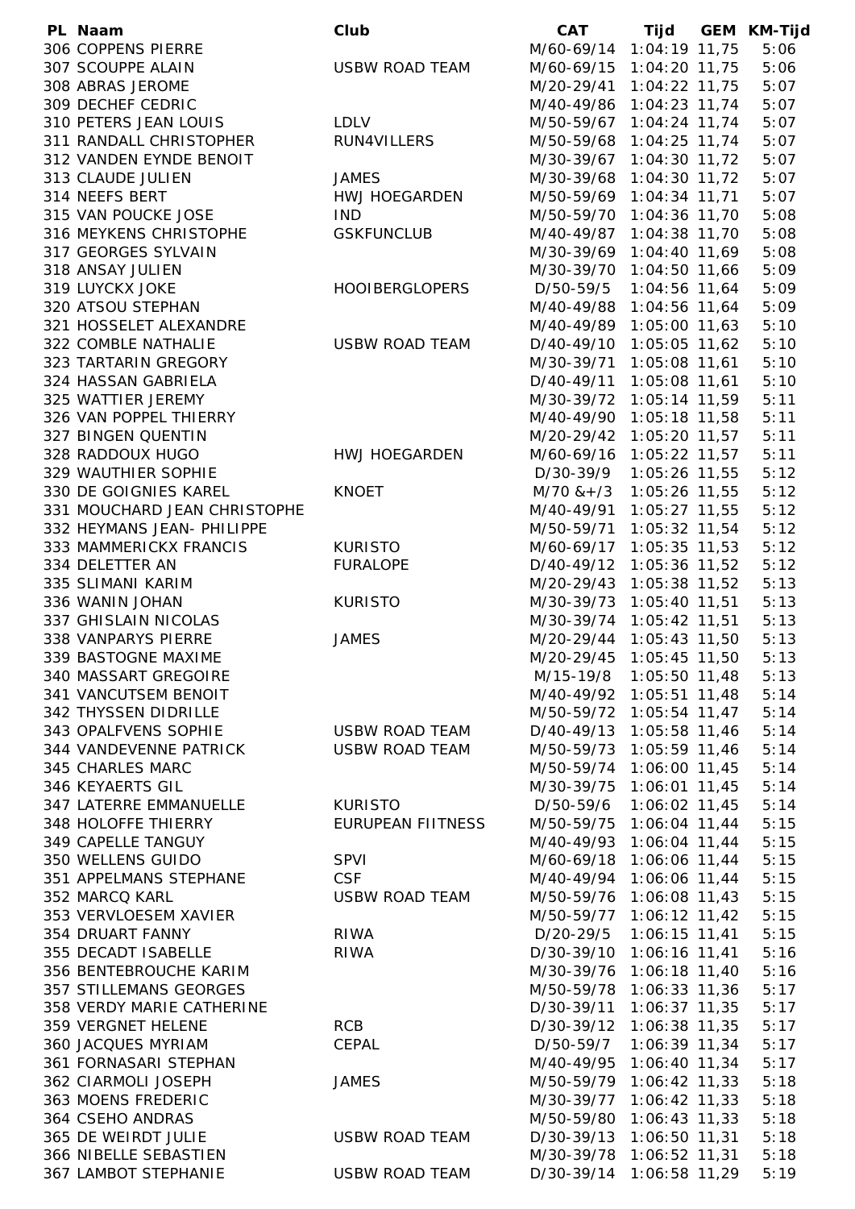| PL | Naam | Club | CAT | Tijd | GEM | KM-Tijd |
|---|---|---|---|---|---|---|
| 306 | COPPENS PIERRE | | M/60-69/14 | 1:04:19 | 11,75 | 5:06 |
| 307 | SCOUPPE ALAIN | USBW ROAD TEAM | M/60-69/15 | 1:04:20 | 11,75 | 5:06 |
| 308 | ABRAS JEROME | | M/20-29/41 | 1:04:22 | 11,75 | 5:07 |
| 309 | DECHEF CEDRIC | | M/40-49/86 | 1:04:23 | 11,74 | 5:07 |
| 310 | PETERS JEAN LOUIS | LDLV | M/50-59/67 | 1:04:24 | 11,74 | 5:07 |
| 311 | RANDALL CHRISTOPHER | RUN4VILLERS | M/50-59/68 | 1:04:25 | 11,74 | 5:07 |
| 312 | VANDEN EYNDE BENOIT | | M/30-39/67 | 1:04:30 | 11,72 | 5:07 |
| 313 | CLAUDE JULIEN | JAMES | M/30-39/68 | 1:04:30 | 11,72 | 5:07 |
| 314 | NEEFS BERT | HWJ HOEGARDEN | M/50-59/69 | 1:04:34 | 11,71 | 5:07 |
| 315 | VAN POUCKE JOSE | IND | M/50-59/70 | 1:04:36 | 11,70 | 5:08 |
| 316 | MEYKENS CHRISTOPHE | GSKFUNCLUB | M/40-49/87 | 1:04:38 | 11,70 | 5:08 |
| 317 | GEORGES SYLVAIN | | M/30-39/69 | 1:04:40 | 11,69 | 5:08 |
| 318 | ANSAY JULIEN | | M/30-39/70 | 1:04:50 | 11,66 | 5:09 |
| 319 | LUYCKX JOKE | HOOIBERGLOPERS | D/50-59/5 | 1:04:56 | 11,64 | 5:09 |
| 320 | ATSOU STEPHAN | | M/40-49/88 | 1:04:56 | 11,64 | 5:09 |
| 321 | HOSSELET ALEXANDRE | | M/40-49/89 | 1:05:00 | 11,63 | 5:10 |
| 322 | COMBLE NATHALIE | USBW ROAD TEAM | D/40-49/10 | 1:05:05 | 11,62 | 5:10 |
| 323 | TARTARIN GREGORY | | M/30-39/71 | 1:05:08 | 11,61 | 5:10 |
| 324 | HASSAN GABRIELA | | D/40-49/11 | 1:05:08 | 11,61 | 5:10 |
| 325 | WATTIER JEREMY | | M/30-39/72 | 1:05:14 | 11,59 | 5:11 |
| 326 | VAN POPPEL THIERRY | | M/40-49/90 | 1:05:18 | 11,58 | 5:11 |
| 327 | BINGEN QUENTIN | | M/20-29/42 | 1:05:20 | 11,57 | 5:11 |
| 328 | RADDOUX HUGO | HWJ HOEGARDEN | M/60-69/16 | 1:05:22 | 11,57 | 5:11 |
| 329 | WAUTHIER SOPHIE | | D/30-39/9 | 1:05:26 | 11,55 | 5:12 |
| 330 | DE GOIGNIES KAREL | KNOET | M/70 &+/3 | 1:05:26 | 11,55 | 5:12 |
| 331 | MOUCHARD JEAN CHRISTOPHE | | M/40-49/91 | 1:05:27 | 11,55 | 5:12 |
| 332 | HEYMANS JEAN- PHILIPPE | | M/50-59/71 | 1:05:32 | 11,54 | 5:12 |
| 333 | MAMMERICKX FRANCIS | KURISTO | M/60-69/17 | 1:05:35 | 11,53 | 5:12 |
| 334 | DELETTER AN | FURALOPE | D/40-49/12 | 1:05:36 | 11,52 | 5:12 |
| 335 | SLIMANI KARIM | | M/20-29/43 | 1:05:38 | 11,52 | 5:13 |
| 336 | WANIN JOHAN | KURISTO | M/30-39/73 | 1:05:40 | 11,51 | 5:13 |
| 337 | GHISLAIN NICOLAS | | M/30-39/74 | 1:05:42 | 11,51 | 5:13 |
| 338 | VANPARYS PIERRE | JAMES | M/20-29/44 | 1:05:43 | 11,50 | 5:13 |
| 339 | BASTOGNE MAXIME | | M/20-29/45 | 1:05:45 | 11,50 | 5:13 |
| 340 | MASSART GREGOIRE | | M/15-19/8 | 1:05:50 | 11,48 | 5:13 |
| 341 | VANCUTSEM BENOIT | | M/40-49/92 | 1:05:51 | 11,48 | 5:14 |
| 342 | THYSSEN DIDRILLE | | M/50-59/72 | 1:05:54 | 11,47 | 5:14 |
| 343 | OPALFVENS SOPHIE | USBW ROAD TEAM | D/40-49/13 | 1:05:58 | 11,46 | 5:14 |
| 344 | VANDEVENNE PATRICK | USBW ROAD TEAM | M/50-59/73 | 1:05:59 | 11,46 | 5:14 |
| 345 | CHARLES MARC | | M/50-59/74 | 1:06:00 | 11,45 | 5:14 |
| 346 | KEYAERTS GIL | | M/30-39/75 | 1:06:01 | 11,45 | 5:14 |
| 347 | LATERRE EMMANUELLE | KURISTO | D/50-59/6 | 1:06:02 | 11,45 | 5:14 |
| 348 | HOLOFFE THIERRY | EURUPEAN FIITNESS | M/50-59/75 | 1:06:04 | 11,44 | 5:15 |
| 349 | CAPELLE TANGUY | | M/40-49/93 | 1:06:04 | 11,44 | 5:15 |
| 350 | WELLENS GUIDO | SPVI | M/60-69/18 | 1:06:06 | 11,44 | 5:15 |
| 351 | APPELMANS STEPHANE | CSF | M/40-49/94 | 1:06:06 | 11,44 | 5:15 |
| 352 | MARCQ KARL | USBW ROAD TEAM | M/50-59/76 | 1:06:08 | 11,43 | 5:15 |
| 353 | VERVLOESEM XAVIER | | M/50-59/77 | 1:06:12 | 11,42 | 5:15 |
| 354 | DRUART FANNY | RIWA | D/20-29/5 | 1:06:15 | 11,41 | 5:15 |
| 355 | DECADT ISABELLE | RIWA | D/30-39/10 | 1:06:16 | 11,41 | 5:16 |
| 356 | BENTEBROUCHE KARIM | | M/30-39/76 | 1:06:18 | 11,40 | 5:16 |
| 357 | STILLEMANS GEORGES | | M/50-59/78 | 1:06:33 | 11,36 | 5:17 |
| 358 | VERDY MARIE CATHERINE | | D/30-39/11 | 1:06:37 | 11,35 | 5:17 |
| 359 | VERGNET HELENE | RCB | D/30-39/12 | 1:06:38 | 11,35 | 5:17 |
| 360 | JACQUES MYRIAM | CEPAL | D/50-59/7 | 1:06:39 | 11,34 | 5:17 |
| 361 | FORNASARI STEPHAN | | M/40-49/95 | 1:06:40 | 11,34 | 5:17 |
| 362 | CIARMOLI JOSEPH | JAMES | M/50-59/79 | 1:06:42 | 11,33 | 5:18 |
| 363 | MOENS FREDERIC | | M/30-39/77 | 1:06:42 | 11,33 | 5:18 |
| 364 | CSEHO ANDRAS | | M/50-59/80 | 1:06:43 | 11,33 | 5:18 |
| 365 | DE WEIRDT JULIE | USBW ROAD TEAM | D/30-39/13 | 1:06:50 | 11,31 | 5:18 |
| 366 | NIBELLE SEBASTIEN | | M/30-39/78 | 1:06:52 | 11,31 | 5:18 |
| 367 | LAMBOT STEPHANIE | USBW ROAD TEAM | D/30-39/14 | 1:06:58 | 11,29 | 5:19 |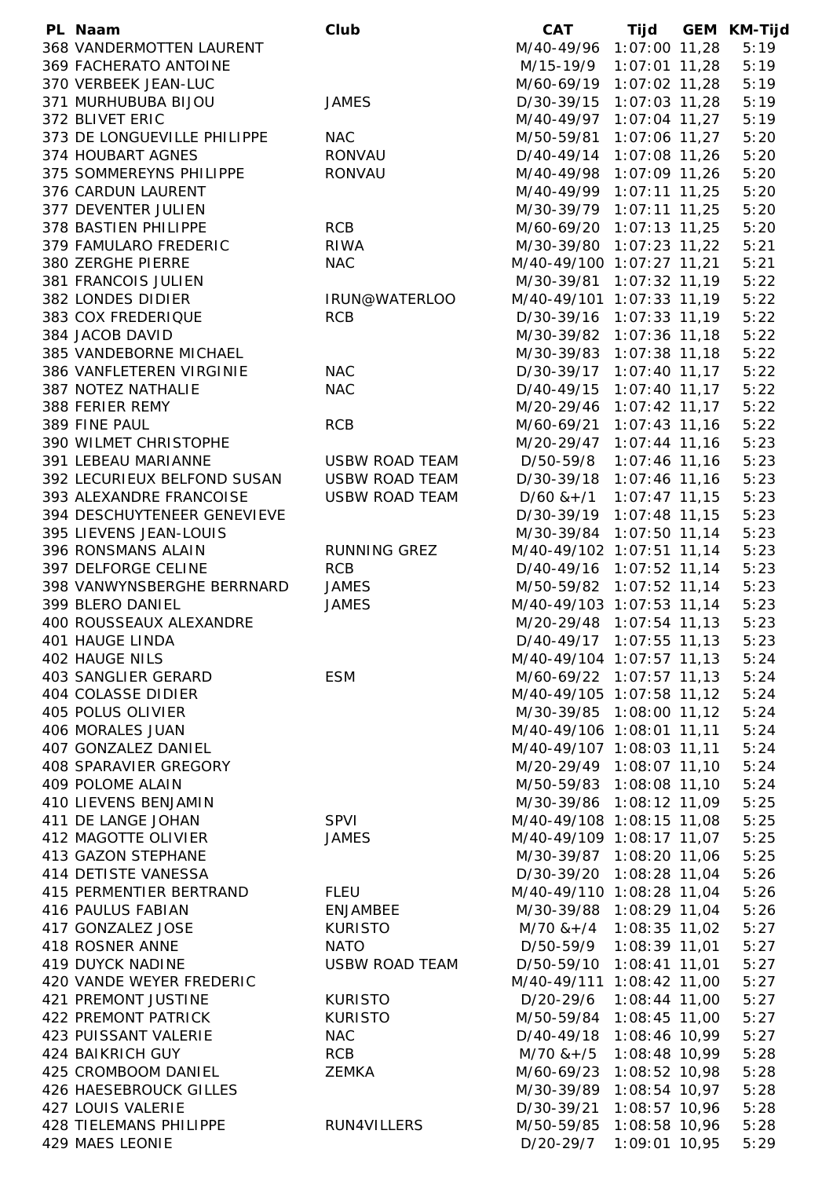| PL | Naam | Club | CAT | Tijd | GEM | KM-Tijd |
|---|---|---|---|---|---|---|
| 368 | VANDERMOTTEN LAURENT | | M/40-49/96 | 1:07:00 | 11,28 | 5:19 |
| 369 | FACHERATO ANTOINE | | M/15-19/9 | 1:07:01 | 11,28 | 5:19 |
| 370 | VERBEEK JEAN-LUC | | M/60-69/19 | 1:07:02 | 11,28 | 5:19 |
| 371 | MURHUBUBA BIJOU | JAMES | D/30-39/15 | 1:07:03 | 11,28 | 5:19 |
| 372 | BLIVET ERIC | | M/40-49/97 | 1:07:04 | 11,27 | 5:19 |
| 373 | DE LONGUEVILLE PHILIPPE | NAC | M/50-59/81 | 1:07:06 | 11,27 | 5:20 |
| 374 | HOUBART AGNES | RONVAU | D/40-49/14 | 1:07:08 | 11,26 | 5:20 |
| 375 | SOMMEREYNS PHILIPPE | RONVAU | M/40-49/98 | 1:07:09 | 11,26 | 5:20 |
| 376 | CARDUN LAURENT | | M/40-49/99 | 1:07:11 | 11,25 | 5:20 |
| 377 | DEVENTER JULIEN | | M/30-39/79 | 1:07:11 | 11,25 | 5:20 |
| 378 | BASTIEN PHILIPPE | RCB | M/60-69/20 | 1:07:13 | 11,25 | 5:20 |
| 379 | FAMULARO FREDERIC | RIWA | M/30-39/80 | 1:07:23 | 11,22 | 5:21 |
| 380 | ZERGHE PIERRE | NAC | M/40-49/100 | 1:07:27 | 11,21 | 5:21 |
| 381 | FRANCOIS JULIEN | | M/30-39/81 | 1:07:32 | 11,19 | 5:22 |
| 382 | LONDES DIDIER | IRUN@WATERLOO | M/40-49/101 | 1:07:33 | 11,19 | 5:22 |
| 383 | COX FREDERIQUE | RCB | D/30-39/16 | 1:07:33 | 11,19 | 5:22 |
| 384 | JACOB DAVID | | M/30-39/82 | 1:07:36 | 11,18 | 5:22 |
| 385 | VANDEBORNE MICHAEL | | M/30-39/83 | 1:07:38 | 11,18 | 5:22 |
| 386 | VANFLETEREN VIRGINIE | NAC | D/30-39/17 | 1:07:40 | 11,17 | 5:22 |
| 387 | NOTEZ NATHALIE | NAC | D/40-49/15 | 1:07:40 | 11,17 | 5:22 |
| 388 | FERIER REMY | | M/20-29/46 | 1:07:42 | 11,17 | 5:22 |
| 389 | FINE PAUL | RCB | M/60-69/21 | 1:07:43 | 11,16 | 5:22 |
| 390 | WILMET CHRISTOPHE | | M/20-29/47 | 1:07:44 | 11,16 | 5:23 |
| 391 | LEBEAU MARIANNE | USBW ROAD TEAM | D/50-59/8 | 1:07:46 | 11,16 | 5:23 |
| 392 | LECURIEUX BELFOND SUSAN | USBW ROAD TEAM | D/30-39/18 | 1:07:46 | 11,16 | 5:23 |
| 393 | ALEXANDRE FRANCOISE | USBW ROAD TEAM | D/60 &+/1 | 1:07:47 | 11,15 | 5:23 |
| 394 | DESCHUYTENEER GENEVIEVE | | D/30-39/19 | 1:07:48 | 11,15 | 5:23 |
| 395 | LIEVENS JEAN-LOUIS | | M/30-39/84 | 1:07:50 | 11,14 | 5:23 |
| 396 | RONSMANS ALAIN | RUNNING GREZ | M/40-49/102 | 1:07:51 | 11,14 | 5:23 |
| 397 | DELFORGE CELINE | RCB | D/40-49/16 | 1:07:52 | 11,14 | 5:23 |
| 398 | VANWYNSBERGHE BERRNARD | JAMES | M/50-59/82 | 1:07:52 | 11,14 | 5:23 |
| 399 | BLERO DANIEL | JAMES | M/40-49/103 | 1:07:53 | 11,14 | 5:23 |
| 400 | ROUSSEAUX ALEXANDRE | | M/20-29/48 | 1:07:54 | 11,13 | 5:23 |
| 401 | HAUGE LINDA | | D/40-49/17 | 1:07:55 | 11,13 | 5:23 |
| 402 | HAUGE NILS | | M/40-49/104 | 1:07:57 | 11,13 | 5:24 |
| 403 | SANGLIER GERARD | ESM | M/60-69/22 | 1:07:57 | 11,13 | 5:24 |
| 404 | COLASSE DIDIER | | M/40-49/105 | 1:07:58 | 11,12 | 5:24 |
| 405 | POLUS OLIVIER | | M/30-39/85 | 1:08:00 | 11,12 | 5:24 |
| 406 | MORALES JUAN | | M/40-49/106 | 1:08:01 | 11,11 | 5:24 |
| 407 | GONZALEZ DANIEL | | M/40-49/107 | 1:08:03 | 11,11 | 5:24 |
| 408 | SPARAVIER GREGORY | | M/20-29/49 | 1:08:07 | 11,10 | 5:24 |
| 409 | POLOME ALAIN | | M/50-59/83 | 1:08:08 | 11,10 | 5:24 |
| 410 | LIEVENS BENJAMIN | | M/30-39/86 | 1:08:12 | 11,09 | 5:25 |
| 411 | DE LANGE JOHAN | SPVI | M/40-49/108 | 1:08:15 | 11,08 | 5:25 |
| 412 | MAGOTTE OLIVIER | JAMES | M/40-49/109 | 1:08:17 | 11,07 | 5:25 |
| 413 | GAZON STEPHANE | | M/30-39/87 | 1:08:20 | 11,06 | 5:25 |
| 414 | DETISTE VANESSA | | D/30-39/20 | 1:08:28 | 11,04 | 5:26 |
| 415 | PERMENTIER BERTRAND | FLEU | M/40-49/110 | 1:08:28 | 11,04 | 5:26 |
| 416 | PAULUS FABIAN | ENJAMBEE | M/30-39/88 | 1:08:29 | 11,04 | 5:26 |
| 417 | GONZALEZ JOSE | KURISTO | M/70 &+/4 | 1:08:35 | 11,02 | 5:27 |
| 418 | ROSNER ANNE | NATO | D/50-59/9 | 1:08:39 | 11,01 | 5:27 |
| 419 | DUYCK NADINE | USBW ROAD TEAM | D/50-59/10 | 1:08:41 | 11,01 | 5:27 |
| 420 | VANDE WEYER FREDERIC | | M/40-49/111 | 1:08:42 | 11,00 | 5:27 |
| 421 | PREMONT JUSTINE | KURISTO | D/20-29/6 | 1:08:44 | 11,00 | 5:27 |
| 422 | PREMONT PATRICK | KURISTO | M/50-59/84 | 1:08:45 | 11,00 | 5:27 |
| 423 | PUISSANT VALERIE | NAC | D/40-49/18 | 1:08:46 | 10,99 | 5:27 |
| 424 | BAIKRICH GUY | RCB | M/70 &+/5 | 1:08:48 | 10,99 | 5:28 |
| 425 | CROMBOOM DANIEL | ZEMKA | M/60-69/23 | 1:08:52 | 10,98 | 5:28 |
| 426 | HAESEBROUCK GILLES | | M/30-39/89 | 1:08:54 | 10,97 | 5:28 |
| 427 | LOUIS VALERIE | | D/30-39/21 | 1:08:57 | 10,96 | 5:28 |
| 428 | TIELEMANS PHILIPPE | RUN4VILLERS | M/50-59/85 | 1:08:58 | 10,96 | 5:28 |
| 429 | MAES LEONIE | | D/20-29/7 | 1:09:01 | 10,95 | 5:29 |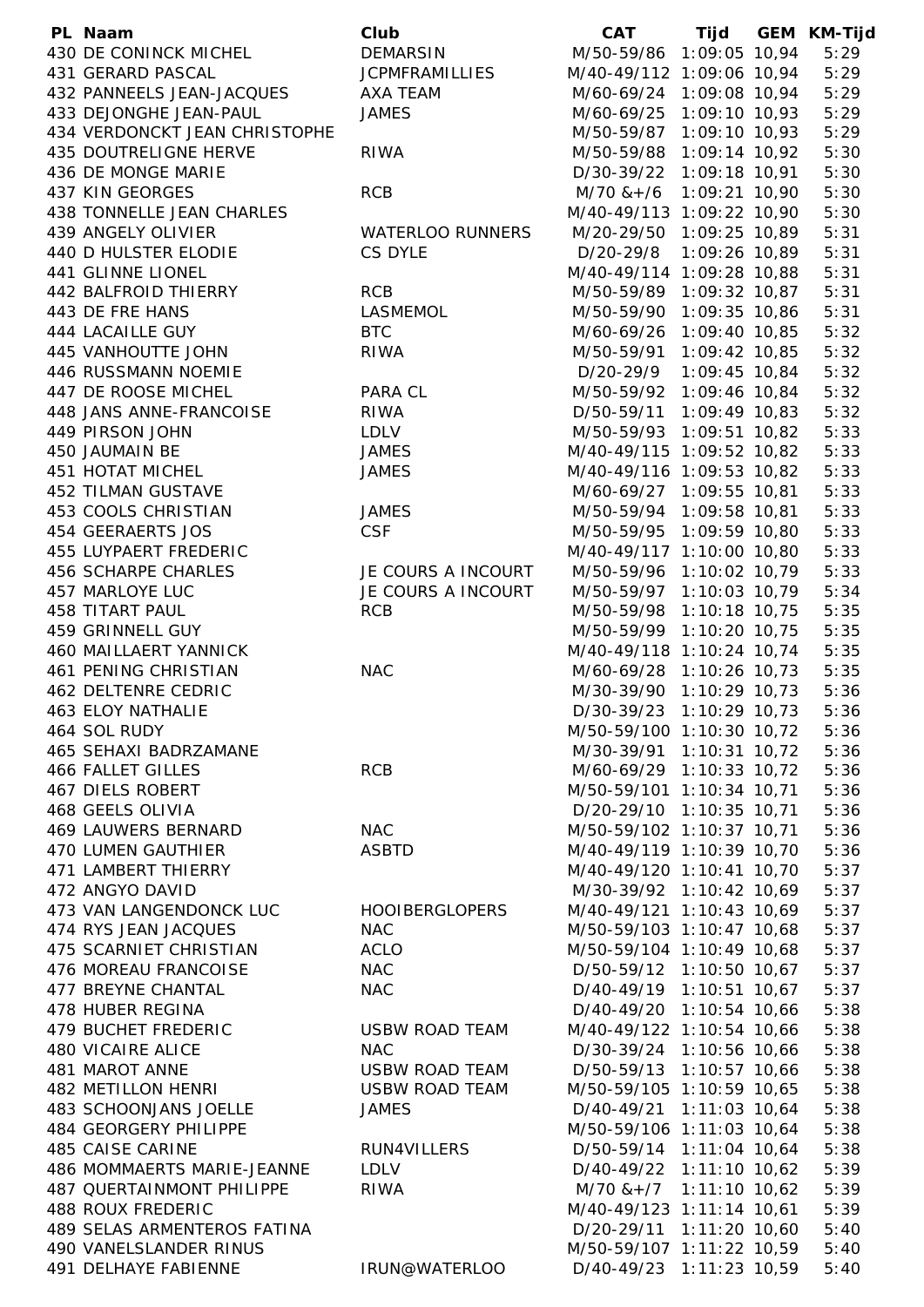| PL | Naam | Club | CAT | Tijd | GEM | KM-Tijd |
|---|---|---|---|---|---|---|
| 430 | DE CONINCK MICHEL | DEMARSIN | M/50-59/86 | 1:09:05 | 10,94 | 5:29 |
| 431 | GERARD PASCAL | JCPMFRAMILLIES | M/40-49/112 | 1:09:06 | 10,94 | 5:29 |
| 432 | PANNEELS JEAN-JACQUES | AXA TEAM | M/60-69/24 | 1:09:08 | 10,94 | 5:29 |
| 433 | DEJONGHE JEAN-PAUL | JAMES | M/60-69/25 | 1:09:10 | 10,93 | 5:29 |
| 434 | VERDONCKT JEAN CHRISTOPHE | | M/50-59/87 | 1:09:10 | 10,93 | 5:29 |
| 435 | DOUTRELIGNE HERVE | RIWA | M/50-59/88 | 1:09:14 | 10,92 | 5:30 |
| 436 | DE MONGE MARIE | | D/30-39/22 | 1:09:18 | 10,91 | 5:30 |
| 437 | KIN GEORGES | RCB | M/70 &+/6 | 1:09:21 | 10,90 | 5:30 |
| 438 | TONNELLE JEAN CHARLES | | M/40-49/113 | 1:09:22 | 10,90 | 5:30 |
| 439 | ANGELY OLIVIER | WATERLOO RUNNERS | M/20-29/50 | 1:09:25 | 10,89 | 5:31 |
| 440 | D HULSTER ELODIE | CS DYLE | D/20-29/8 | 1:09:26 | 10,89 | 5:31 |
| 441 | GLINNE LIONEL | | M/40-49/114 | 1:09:28 | 10,88 | 5:31 |
| 442 | BALFROID THIERRY | RCB | M/50-59/89 | 1:09:32 | 10,87 | 5:31 |
| 443 | DE FRE HANS | LASMEMOL | M/50-59/90 | 1:09:35 | 10,86 | 5:31 |
| 444 | LACAILLE GUY | BTC | M/60-69/26 | 1:09:40 | 10,85 | 5:32 |
| 445 | VANHOUTTE JOHN | RIWA | M/50-59/91 | 1:09:42 | 10,85 | 5:32 |
| 446 | RUSSMANN NOEMIE | | D/20-29/9 | 1:09:45 | 10,84 | 5:32 |
| 447 | DE ROOSE MICHEL | PARA CL | M/50-59/92 | 1:09:46 | 10,84 | 5:32 |
| 448 | JANS ANNE-FRANCOISE | RIWA | D/50-59/11 | 1:09:49 | 10,83 | 5:32 |
| 449 | PIRSON JOHN | LDLV | M/50-59/93 | 1:09:51 | 10,82 | 5:33 |
| 450 | JAUMAIN BE | JAMES | M/40-49/115 | 1:09:52 | 10,82 | 5:33 |
| 451 | HOTAT MICHEL | JAMES | M/40-49/116 | 1:09:53 | 10,82 | 5:33 |
| 452 | TILMAN GUSTAVE | | M/60-69/27 | 1:09:55 | 10,81 | 5:33 |
| 453 | COOLS CHRISTIAN | JAMES | M/50-59/94 | 1:09:58 | 10,81 | 5:33 |
| 454 | GEERAERTS JOS | CSF | M/50-59/95 | 1:09:59 | 10,80 | 5:33 |
| 455 | LUYPAERT FREDERIC | | M/40-49/117 | 1:10:00 | 10,80 | 5:33 |
| 456 | SCHARPE CHARLES | JE COURS A INCOURT | M/50-59/96 | 1:10:02 | 10,79 | 5:33 |
| 457 | MARLOYE LUC | JE COURS A INCOURT | M/50-59/97 | 1:10:03 | 10,79 | 5:34 |
| 458 | TITART PAUL | RCB | M/50-59/98 | 1:10:18 | 10,75 | 5:35 |
| 459 | GRINNELL GUY | | M/50-59/99 | 1:10:20 | 10,75 | 5:35 |
| 460 | MAILLAERT YANNICK | | M/40-49/118 | 1:10:24 | 10,74 | 5:35 |
| 461 | PENING CHRISTIAN | NAC | M/60-69/28 | 1:10:26 | 10,73 | 5:35 |
| 462 | DELTENRE CEDRIC | | M/30-39/90 | 1:10:29 | 10,73 | 5:36 |
| 463 | ELOY NATHALIE | | D/30-39/23 | 1:10:29 | 10,73 | 5:36 |
| 464 | SOL RUDY | | M/50-59/100 | 1:10:30 | 10,72 | 5:36 |
| 465 | SEHAXI BADRZAMANE | | M/30-39/91 | 1:10:31 | 10,72 | 5:36 |
| 466 | FALLET GILLES | RCB | M/60-69/29 | 1:10:33 | 10,72 | 5:36 |
| 467 | DIELS ROBERT | | M/50-59/101 | 1:10:34 | 10,71 | 5:36 |
| 468 | GEELS OLIVIA | | D/20-29/10 | 1:10:35 | 10,71 | 5:36 |
| 469 | LAUWERS BERNARD | NAC | M/50-59/102 | 1:10:37 | 10,71 | 5:36 |
| 470 | LUMEN GAUTHIER | ASBTD | M/40-49/119 | 1:10:39 | 10,70 | 5:36 |
| 471 | LAMBERT THIERRY | | M/40-49/120 | 1:10:41 | 10,70 | 5:37 |
| 472 | ANGYO DAVID | | M/30-39/92 | 1:10:42 | 10,69 | 5:37 |
| 473 | VAN LANGENDONCK LUC | HOOIBERGLOPERS | M/40-49/121 | 1:10:43 | 10,69 | 5:37 |
| 474 | RYS JEAN JACQUES | NAC | M/50-59/103 | 1:10:47 | 10,68 | 5:37 |
| 475 | SCARNIET CHRISTIAN | ACLO | M/50-59/104 | 1:10:49 | 10,68 | 5:37 |
| 476 | MOREAU FRANCOISE | NAC | D/50-59/12 | 1:10:50 | 10,67 | 5:37 |
| 477 | BREYNE CHANTAL | NAC | D/40-49/19 | 1:10:51 | 10,67 | 5:37 |
| 478 | HUBER REGINA | | D/40-49/20 | 1:10:54 | 10,66 | 5:38 |
| 479 | BUCHET FREDERIC | USBW ROAD TEAM | M/40-49/122 | 1:10:54 | 10,66 | 5:38 |
| 480 | VICAIRE ALICE | NAC | D/30-39/24 | 1:10:56 | 10,66 | 5:38 |
| 481 | MAROT ANNE | USBW ROAD TEAM | D/50-59/13 | 1:10:57 | 10,66 | 5:38 |
| 482 | METILLON HENRI | USBW ROAD TEAM | M/50-59/105 | 1:10:59 | 10,65 | 5:38 |
| 483 | SCHOONJANS JOELLE | JAMES | D/40-49/21 | 1:11:03 | 10,64 | 5:38 |
| 484 | GEORGERY PHILIPPE | | M/50-59/106 | 1:11:03 | 10,64 | 5:38 |
| 485 | CAISE CARINE | RUN4VILLERS | D/50-59/14 | 1:11:04 | 10,64 | 5:38 |
| 486 | MOMMAERTS MARIE-JEANNE | LDLV | D/40-49/22 | 1:11:10 | 10,62 | 5:39 |
| 487 | QUERTAINMONT PHILIPPE | RIWA | M/70 &+/7 | 1:11:10 | 10,62 | 5:39 |
| 488 | ROUX FREDERIC | | M/40-49/123 | 1:11:14 | 10,61 | 5:39 |
| 489 | SELAS ARMENTEROS FATINA | | D/20-29/11 | 1:11:20 | 10,60 | 5:40 |
| 490 | VANELSLANDER RINUS | | M/50-59/107 | 1:11:22 | 10,59 | 5:40 |
| 491 | DELHAYE FABIENNE | IRUN@WATERLOO | D/40-49/23 | 1:11:23 | 10,59 | 5:40 |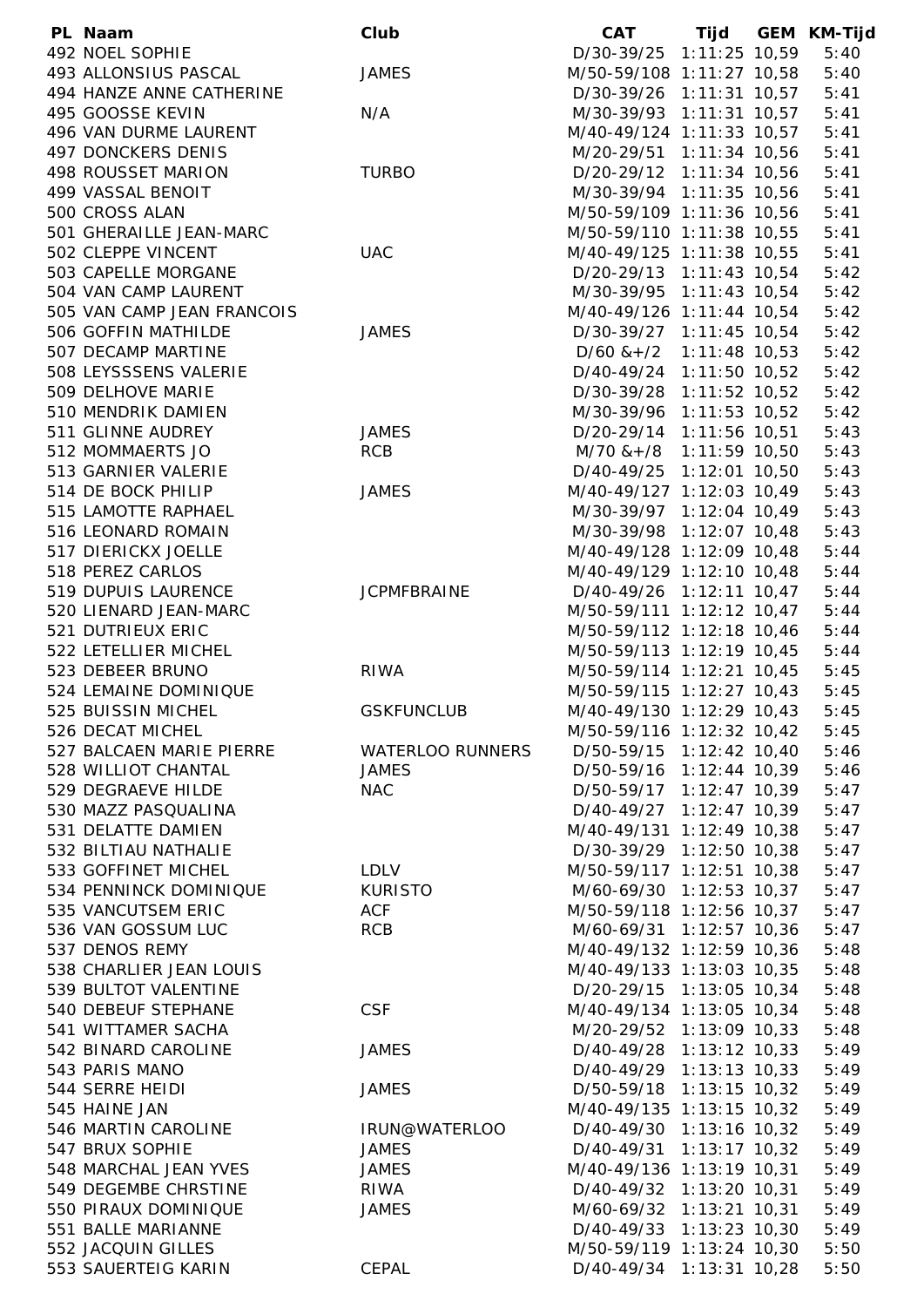| PL | Naam | Club | CAT | Tijd | GEM | KM-Tijd |
|---|---|---|---|---|---|---|
| 492 | NOEL SOPHIE | | D/30-39/25 | 1:11:25 | 10,59 | 5:40 |
| 493 | ALLONSIUS PASCAL | JAMES | M/50-59/108 | 1:11:27 | 10,58 | 5:40 |
| 494 | HANZE ANNE CATHERINE | | D/30-39/26 | 1:11:31 | 10,57 | 5:41 |
| 495 | GOOSSE KEVIN | N/A | M/30-39/93 | 1:11:31 | 10,57 | 5:41 |
| 496 | VAN DURME LAURENT | | M/40-49/124 | 1:11:33 | 10,57 | 5:41 |
| 497 | DONCKERS DENIS | | M/20-29/51 | 1:11:34 | 10,56 | 5:41 |
| 498 | ROUSSET MARION | TURBO | D/20-29/12 | 1:11:34 | 10,56 | 5:41 |
| 499 | VASSAL BENOIT | | M/30-39/94 | 1:11:35 | 10,56 | 5:41 |
| 500 | CROSS ALAN | | M/50-59/109 | 1:11:36 | 10,56 | 5:41 |
| 501 | GHERAILLE JEAN-MARC | | M/50-59/110 | 1:11:38 | 10,55 | 5:41 |
| 502 | CLEPPE VINCENT | UAC | M/40-49/125 | 1:11:38 | 10,55 | 5:41 |
| 503 | CAPELLE MORGANE | | D/20-29/13 | 1:11:43 | 10,54 | 5:42 |
| 504 | VAN CAMP LAURENT | | M/30-39/95 | 1:11:43 | 10,54 | 5:42 |
| 505 | VAN CAMP JEAN FRANCOIS | | M/40-49/126 | 1:11:44 | 10,54 | 5:42 |
| 506 | GOFFIN MATHILDE | JAMES | D/30-39/27 | 1:11:45 | 10,54 | 5:42 |
| 507 | DECAMP MARTINE | | D/60 &+/2 | 1:11:48 | 10,53 | 5:42 |
| 508 | LEYSSSENS VALERIE | | D/40-49/24 | 1:11:50 | 10,52 | 5:42 |
| 509 | DELHOVE MARIE | | D/30-39/28 | 1:11:52 | 10,52 | 5:42 |
| 510 | MENDRIK DAMIEN | | M/30-39/96 | 1:11:53 | 10,52 | 5:42 |
| 511 | GLINNE AUDREY | JAMES | D/20-29/14 | 1:11:56 | 10,51 | 5:43 |
| 512 | MOMMAERTS JO | RCB | M/70 &+/8 | 1:11:59 | 10,50 | 5:43 |
| 513 | GARNIER VALERIE | | D/40-49/25 | 1:12:01 | 10,50 | 5:43 |
| 514 | DE BOCK PHILIP | JAMES | M/40-49/127 | 1:12:03 | 10,49 | 5:43 |
| 515 | LAMOTTE RAPHAEL | | M/30-39/97 | 1:12:04 | 10,49 | 5:43 |
| 516 | LEONARD ROMAIN | | M/30-39/98 | 1:12:07 | 10,48 | 5:43 |
| 517 | DIERICKX JOELLE | | M/40-49/128 | 1:12:09 | 10,48 | 5:44 |
| 518 | PEREZ CARLOS | | M/40-49/129 | 1:12:10 | 10,48 | 5:44 |
| 519 | DUPUIS LAURENCE | JCPMFBRAINE | D/40-49/26 | 1:12:11 | 10,47 | 5:44 |
| 520 | LIENARD JEAN-MARC | | M/50-59/111 | 1:12:12 | 10,47 | 5:44 |
| 521 | DUTRIEUX ERIC | | M/50-59/112 | 1:12:18 | 10,46 | 5:44 |
| 522 | LETELLIER MICHEL | | M/50-59/113 | 1:12:19 | 10,45 | 5:44 |
| 523 | DEBEER BRUNO | RIWA | M/50-59/114 | 1:12:21 | 10,45 | 5:45 |
| 524 | LEMAINE DOMINIQUE | | M/50-59/115 | 1:12:27 | 10,43 | 5:45 |
| 525 | BUISSIN MICHEL | GSKFUNCLUB | M/40-49/130 | 1:12:29 | 10,43 | 5:45 |
| 526 | DECAT MICHEL | | M/50-59/116 | 1:12:32 | 10,42 | 5:45 |
| 527 | BALCAEN MARIE PIERRE | WATERLOO RUNNERS | D/50-59/15 | 1:12:42 | 10,40 | 5:46 |
| 528 | WILLIOT CHANTAL | JAMES | D/50-59/16 | 1:12:44 | 10,39 | 5:46 |
| 529 | DEGRAEVE HILDE | NAC | D/50-59/17 | 1:12:47 | 10,39 | 5:47 |
| 530 | MAZZ PASQUALINA | | D/40-49/27 | 1:12:47 | 10,39 | 5:47 |
| 531 | DELATTE DAMIEN | | M/40-49/131 | 1:12:49 | 10,38 | 5:47 |
| 532 | BILTIAU NATHALIE | | D/30-39/29 | 1:12:50 | 10,38 | 5:47 |
| 533 | GOFFINET MICHEL | LDLV | M/50-59/117 | 1:12:51 | 10,38 | 5:47 |
| 534 | PENNINCK DOMINIQUE | KURISTO | M/60-69/30 | 1:12:53 | 10,37 | 5:47 |
| 535 | VANCUTSEM ERIC | ACF | M/50-59/118 | 1:12:56 | 10,37 | 5:47 |
| 536 | VAN GOSSUM LUC | RCB | M/60-69/31 | 1:12:57 | 10,36 | 5:47 |
| 537 | DENOS REMY | | M/40-49/132 | 1:12:59 | 10,36 | 5:48 |
| 538 | CHARLIER JEAN LOUIS | | M/40-49/133 | 1:13:03 | 10,35 | 5:48 |
| 539 | BULTOT VALENTINE | | D/20-29/15 | 1:13:05 | 10,34 | 5:48 |
| 540 | DEBEUF STEPHANE | CSF | M/40-49/134 | 1:13:05 | 10,34 | 5:48 |
| 541 | WITTAMER SACHA | | M/20-29/52 | 1:13:09 | 10,33 | 5:48 |
| 542 | BINARD CAROLINE | JAMES | D/40-49/28 | 1:13:12 | 10,33 | 5:49 |
| 543 | PARIS MANO | | D/40-49/29 | 1:13:13 | 10,33 | 5:49 |
| 544 | SERRE HEIDI | JAMES | D/50-59/18 | 1:13:15 | 10,32 | 5:49 |
| 545 | HAINE JAN | | M/40-49/135 | 1:13:15 | 10,32 | 5:49 |
| 546 | MARTIN CAROLINE | IRUN@WATERLOO | D/40-49/30 | 1:13:16 | 10,32 | 5:49 |
| 547 | BRUX SOPHIE | JAMES | D/40-49/31 | 1:13:17 | 10,32 | 5:49 |
| 548 | MARCHAL JEAN YVES | JAMES | M/40-49/136 | 1:13:19 | 10,31 | 5:49 |
| 549 | DEGEMBE CHRSTINE | RIWA | D/40-49/32 | 1:13:20 | 10,31 | 5:49 |
| 550 | PIRAUX DOMINIQUE | JAMES | M/60-69/32 | 1:13:21 | 10,31 | 5:49 |
| 551 | BALLE MARIANNE | | D/40-49/33 | 1:13:23 | 10,30 | 5:49 |
| 552 | JACQUIN GILLES | | M/50-59/119 | 1:13:24 | 10,30 | 5:50 |
| 553 | SAUERTEIG KARIN | CEPAL | D/40-49/34 | 1:13:31 | 10,28 | 5:50 |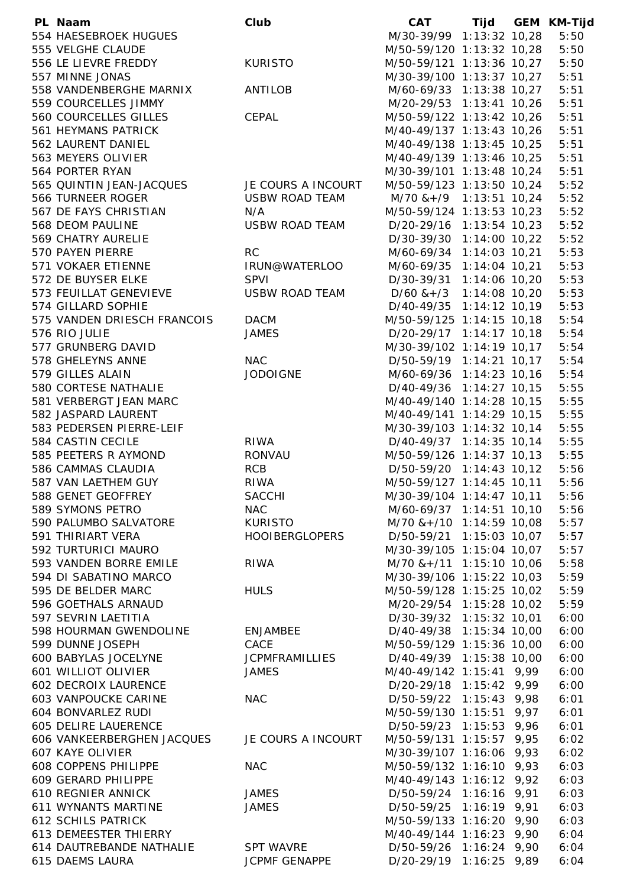| PL | Naam | Club | CAT | Tijd | GEM | KM-Tijd |
|---|---|---|---|---|---|---|
| 554 | HAESEBROEK HUGUES | | M/30-39/99 | 1:13:32 | 10,28 | 5:50 |
| 555 | VELGHE CLAUDE | | M/50-59/120 | 1:13:32 | 10,28 | 5:50 |
| 556 | LE LIEVRE FREDDY | KURISTO | M/50-59/121 | 1:13:36 | 10,27 | 5:50 |
| 557 | MINNE JONAS | | M/30-39/100 | 1:13:37 | 10,27 | 5:51 |
| 558 | VANDENBERGHE MARNIX | ANTILOB | M/60-69/33 | 1:13:38 | 10,27 | 5:51 |
| 559 | COURCELLES JIMMY | | M/20-29/53 | 1:13:41 | 10,26 | 5:51 |
| 560 | COURCELLES GILLES | CEPAL | M/50-59/122 | 1:13:42 | 10,26 | 5:51 |
| 561 | HEYMANS PATRICK | | M/40-49/137 | 1:13:43 | 10,26 | 5:51 |
| 562 | LAURENT DANIEL | | M/40-49/138 | 1:13:45 | 10,25 | 5:51 |
| 563 | MEYERS OLIVIER | | M/40-49/139 | 1:13:46 | 10,25 | 5:51 |
| 564 | PORTER RYAN | | M/30-39/101 | 1:13:48 | 10,24 | 5:51 |
| 565 | QUINTIN JEAN-JACQUES | JE COURS A INCOURT | M/50-59/123 | 1:13:50 | 10,24 | 5:52 |
| 566 | TURNEER ROGER | USBW ROAD TEAM | M/70 &+/9 | 1:13:51 | 10,24 | 5:52 |
| 567 | DE FAYS CHRISTIAN | N/A | M/50-59/124 | 1:13:53 | 10,23 | 5:52 |
| 568 | DEOM PAULINE | USBW ROAD TEAM | D/20-29/16 | 1:13:54 | 10,23 | 5:52 |
| 569 | CHATRY AURELIE | | D/30-39/30 | 1:14:00 | 10,22 | 5:52 |
| 570 | PAYEN PIERRE | RC | M/60-69/34 | 1:14:03 | 10,21 | 5:53 |
| 571 | VOKAER ETIENNE | IRUN@WATERLOO | M/60-69/35 | 1:14:04 | 10,21 | 5:53 |
| 572 | DE BUYSER ELKE | SPVI | D/30-39/31 | 1:14:06 | 10,20 | 5:53 |
| 573 | FEUILLAT GENEVIEVE | USBW ROAD TEAM | D/60 &+/3 | 1:14:08 | 10,20 | 5:53 |
| 574 | GILLARD SOPHIE | | D/40-49/35 | 1:14:12 | 10,19 | 5:53 |
| 575 | VANDEN DRIESCH FRANCOIS | DACM | M/50-59/125 | 1:14:15 | 10,18 | 5:54 |
| 576 | RIO JULIE | JAMES | D/20-29/17 | 1:14:17 | 10,18 | 5:54 |
| 577 | GRUNBERG DAVID | | M/30-39/102 | 1:14:19 | 10,17 | 5:54 |
| 578 | GHELEYNS ANNE | NAC | D/50-59/19 | 1:14:21 | 10,17 | 5:54 |
| 579 | GILLES ALAIN | JODOIGNE | M/60-69/36 | 1:14:23 | 10,16 | 5:54 |
| 580 | CORTESE NATHALIE | | D/40-49/36 | 1:14:27 | 10,15 | 5:55 |
| 581 | VERBERGT JEAN MARC | | M/40-49/140 | 1:14:28 | 10,15 | 5:55 |
| 582 | JASPARD LAURENT | | M/40-49/141 | 1:14:29 | 10,15 | 5:55 |
| 583 | PEDERSEN PIERRE-LEIF | | M/30-39/103 | 1:14:32 | 10,14 | 5:55 |
| 584 | CASTIN CECILE | RIWA | D/40-49/37 | 1:14:35 | 10,14 | 5:55 |
| 585 | PEETERS R AYMOND | RONVAU | M/50-59/126 | 1:14:37 | 10,13 | 5:55 |
| 586 | CAMMAS CLAUDIA | RCB | D/50-59/20 | 1:14:43 | 10,12 | 5:56 |
| 587 | VAN LAETHEM GUY | RIWA | M/50-59/127 | 1:14:45 | 10,11 | 5:56 |
| 588 | GENET GEOFFREY | SACCHI | M/30-39/104 | 1:14:47 | 10,11 | 5:56 |
| 589 | SYMONS PETRO | NAC | M/60-69/37 | 1:14:51 | 10,10 | 5:56 |
| 590 | PALUMBO SALVATORE | KURISTO | M/70 &+/10 | 1:14:59 | 10,08 | 5:57 |
| 591 | THIRIART VERA | HOOIBERGLOPERS | D/50-59/21 | 1:15:03 | 10,07 | 5:57 |
| 592 | TURTURICI MAURO | | M/30-39/105 | 1:15:04 | 10,07 | 5:57 |
| 593 | VANDEN BORRE EMILE | RIWA | M/70 &+/11 | 1:15:10 | 10,06 | 5:58 |
| 594 | DI SABATINO MARCO | | M/30-39/106 | 1:15:22 | 10,03 | 5:59 |
| 595 | DE BELDER MARC | HULS | M/50-59/128 | 1:15:25 | 10,02 | 5:59 |
| 596 | GOETHALS ARNAUD | | M/20-29/54 | 1:15:28 | 10,02 | 5:59 |
| 597 | SEVRIN LAETITIA | | D/30-39/32 | 1:15:32 | 10,01 | 6:00 |
| 598 | HOURMAN GWENDOLINE | ENJAMBEE | D/40-49/38 | 1:15:34 | 10,00 | 6:00 |
| 599 | DUNNE JOSEPH | CACE | M/50-59/129 | 1:15:36 | 10,00 | 6:00 |
| 600 | BABYLAS JOCELYNE | JCPMFRAMILLIES | D/40-49/39 | 1:15:38 | 10,00 | 6:00 |
| 601 | WILLIOT OLIVIER | JAMES | M/40-49/142 | 1:15:41 | 9,99 | 6:00 |
| 602 | DECROIX LAURENCE | | D/20-29/18 | 1:15:42 | 9,99 | 6:00 |
| 603 | VANPOUCKE CARINE | NAC | D/50-59/22 | 1:15:43 | 9,98 | 6:01 |
| 604 | BONVARLEZ RUDI | | M/50-59/130 | 1:15:51 | 9,97 | 6:01 |
| 605 | DELIRE LAUERENCE | | D/50-59/23 | 1:15:53 | 9,96 | 6:01 |
| 606 | VANKEERBERGHEN JACQUES | JE COURS A INCOURT | M/50-59/131 | 1:15:57 | 9,95 | 6:02 |
| 607 | KAYE OLIVIER | | M/30-39/107 | 1:16:06 | 9,93 | 6:02 |
| 608 | COPPENS PHILIPPE | NAC | M/50-59/132 | 1:16:10 | 9,93 | 6:03 |
| 609 | GERARD PHILIPPE | | M/40-49/143 | 1:16:12 | 9,92 | 6:03 |
| 610 | REGNIER ANNICK | JAMES | D/50-59/24 | 1:16:16 | 9,91 | 6:03 |
| 611 | WYNANTS MARTINE | JAMES | D/50-59/25 | 1:16:19 | 9,91 | 6:03 |
| 612 | SCHILS PATRICK | | M/50-59/133 | 1:16:20 | 9,90 | 6:03 |
| 613 | DEMEESTER THIERRY | | M/40-49/144 | 1:16:23 | 9,90 | 6:04 |
| 614 | DAUTREBANDE NATHALIE | SPT WAVRE | D/50-59/26 | 1:16:24 | 9,90 | 6:04 |
| 615 | DAEMS LAURA | JCPMF GENAPPE | D/20-29/19 | 1:16:25 | 9,89 | 6:04 |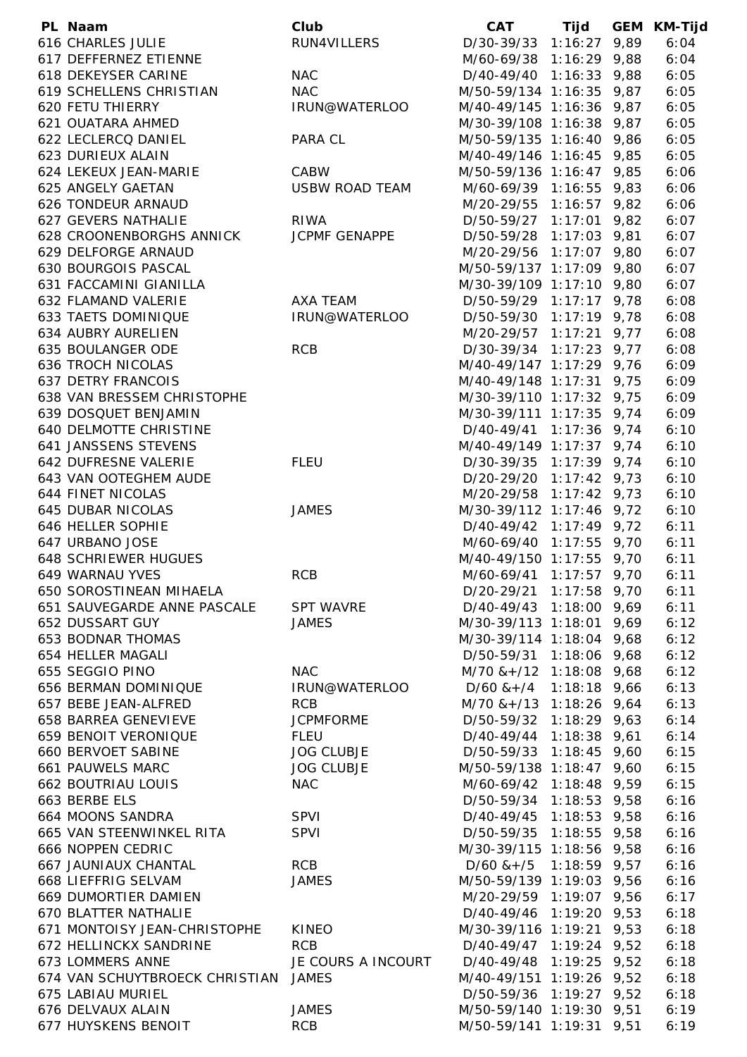| PL | Naam | Club | CAT | Tijd | GEM | KM-Tijd |
|---|---|---|---|---|---|---|
| 616 | CHARLES JULIE | RUN4VILLERS | D/30-39/33 | 1:16:27 | 9,89 | 6:04 |
| 617 | DEFFERNEZ ETIENNE | | M/60-69/38 | 1:16:29 | 9,88 | 6:04 |
| 618 | DEKEYSER CARINE | NAC | D/40-49/40 | 1:16:33 | 9,88 | 6:05 |
| 619 | SCHELLENS CHRISTIAN | NAC | M/50-59/134 | 1:16:35 | 9,87 | 6:05 |
| 620 | FETU THIERRY | IRUN@WATERLOO | M/40-49/145 | 1:16:36 | 9,87 | 6:05 |
| 621 | OUATARA AHMED | | M/30-39/108 | 1:16:38 | 9,87 | 6:05 |
| 622 | LECLERCQ DANIEL | PARA CL | M/50-59/135 | 1:16:40 | 9,86 | 6:05 |
| 623 | DURIEUX ALAIN | | M/40-49/146 | 1:16:45 | 9,85 | 6:05 |
| 624 | LEKEUX JEAN-MARIE | CABW | M/50-59/136 | 1:16:47 | 9,85 | 6:06 |
| 625 | ANGELY GAETAN | USBW ROAD TEAM | M/60-69/39 | 1:16:55 | 9,83 | 6:06 |
| 626 | TONDEUR ARNAUD | | M/20-29/55 | 1:16:57 | 9,82 | 6:06 |
| 627 | GEVERS NATHALIE | RIWA | D/50-59/27 | 1:17:01 | 9,82 | 6:07 |
| 628 | CROONENBORGHS ANNICK | JCPMF GENAPPE | D/50-59/28 | 1:17:03 | 9,81 | 6:07 |
| 629 | DELFORGE ARNAUD | | M/20-29/56 | 1:17:07 | 9,80 | 6:07 |
| 630 | BOURGOIS PASCAL | | M/50-59/137 | 1:17:09 | 9,80 | 6:07 |
| 631 | FACCAMINI GIANILLA | | M/30-39/109 | 1:17:10 | 9,80 | 6:07 |
| 632 | FLAMAND VALERIE | AXA TEAM | D/50-59/29 | 1:17:17 | 9,78 | 6:08 |
| 633 | TAETS DOMINIQUE | IRUN@WATERLOO | D/50-59/30 | 1:17:19 | 9,78 | 6:08 |
| 634 | AUBRY AURELIEN | | M/20-29/57 | 1:17:21 | 9,77 | 6:08 |
| 635 | BOULANGER ODE | RCB | D/30-39/34 | 1:17:23 | 9,77 | 6:08 |
| 636 | TROCH NICOLAS | | M/40-49/147 | 1:17:29 | 9,76 | 6:09 |
| 637 | DETRY FRANCOIS | | M/40-49/148 | 1:17:31 | 9,75 | 6:09 |
| 638 | VAN BRESSEM CHRISTOPHE | | M/30-39/110 | 1:17:32 | 9,75 | 6:09 |
| 639 | DOSQUET BENJAMIN | | M/30-39/111 | 1:17:35 | 9,74 | 6:09 |
| 640 | DELMOTTE CHRISTINE | | D/40-49/41 | 1:17:36 | 9,74 | 6:10 |
| 641 | JANSSENS STEVENS | | M/40-49/149 | 1:17:37 | 9,74 | 6:10 |
| 642 | DUFRESNE VALERIE | FLEU | D/30-39/35 | 1:17:39 | 9,74 | 6:10 |
| 643 | VAN OOTEGHEM AUDE | | D/20-29/20 | 1:17:42 | 9,73 | 6:10 |
| 644 | FINET NICOLAS | | M/20-29/58 | 1:17:42 | 9,73 | 6:10 |
| 645 | DUBAR NICOLAS | JAMES | M/30-39/112 | 1:17:46 | 9,72 | 6:10 |
| 646 | HELLER SOPHIE | | D/40-49/42 | 1:17:49 | 9,72 | 6:11 |
| 647 | URBANO JOSE | | M/60-69/40 | 1:17:55 | 9,70 | 6:11 |
| 648 | SCHRIEWER HUGUES | | M/40-49/150 | 1:17:55 | 9,70 | 6:11 |
| 649 | WARNAU YVES | RCB | M/60-69/41 | 1:17:57 | 9,70 | 6:11 |
| 650 | SOROSTINEAN MIHAELA | | D/20-29/21 | 1:17:58 | 9,70 | 6:11 |
| 651 | SAUVEGARDE ANNE PASCALE | SPT WAVRE | D/40-49/43 | 1:18:00 | 9,69 | 6:11 |
| 652 | DUSSART GUY | JAMES | M/30-39/113 | 1:18:01 | 9,69 | 6:12 |
| 653 | BODNAR THOMAS | | M/30-39/114 | 1:18:04 | 9,68 | 6:12 |
| 654 | HELLER MAGALI | | D/50-59/31 | 1:18:06 | 9,68 | 6:12 |
| 655 | SEGGIO PINO | NAC | M/70 &+/12 | 1:18:08 | 9,68 | 6:12 |
| 656 | BERMAN DOMINIQUE | IRUN@WATERLOO | D/60 &+/4 | 1:18:18 | 9,66 | 6:13 |
| 657 | BEBE JEAN-ALFRED | RCB | M/70 &+/13 | 1:18:26 | 9,64 | 6:13 |
| 658 | BARREA GENEVIEVE | JCPMFORME | D/50-59/32 | 1:18:29 | 9,63 | 6:14 |
| 659 | BENOIT VERONIQUE | FLEU | D/40-49/44 | 1:18:38 | 9,61 | 6:14 |
| 660 | BERVOET SABINE | JOG CLUBJE | D/50-59/33 | 1:18:45 | 9,60 | 6:15 |
| 661 | PAUWELS MARC | JOG CLUBJE | M/50-59/138 | 1:18:47 | 9,60 | 6:15 |
| 662 | BOUTRIAU LOUIS | NAC | M/60-69/42 | 1:18:48 | 9,59 | 6:15 |
| 663 | BERBE ELS | | D/50-59/34 | 1:18:53 | 9,58 | 6:16 |
| 664 | MOONS SANDRA | SPVI | D/40-49/45 | 1:18:53 | 9,58 | 6:16 |
| 665 | VAN STEENWINKEL RITA | SPVI | D/50-59/35 | 1:18:55 | 9,58 | 6:16 |
| 666 | NOPPEN CEDRIC | | M/30-39/115 | 1:18:56 | 9,58 | 6:16 |
| 667 | JAUNIAUX CHANTAL | RCB | D/60 &+/5 | 1:18:59 | 9,57 | 6:16 |
| 668 | LIEFFRIG SELVAM | JAMES | M/50-59/139 | 1:19:03 | 9,56 | 6:16 |
| 669 | DUMORTIER DAMIEN | | M/20-29/59 | 1:19:07 | 9,56 | 6:17 |
| 670 | BLATTER NATHALIE | | D/40-49/46 | 1:19:20 | 9,53 | 6:18 |
| 671 | MONTOISY JEAN-CHRISTOPHE | KINEO | M/30-39/116 | 1:19:21 | 9,53 | 6:18 |
| 672 | HELLINCKX SANDRINE | RCB | D/40-49/47 | 1:19:24 | 9,52 | 6:18 |
| 673 | LOMMERS ANNE | JE COURS A INCOURT | D/40-49/48 | 1:19:25 | 9,52 | 6:18 |
| 674 | VAN SCHUYTBROECK CHRISTIAN | JAMES | M/40-49/151 | 1:19:26 | 9,52 | 6:18 |
| 675 | LABIAU MURIEL | | D/50-59/36 | 1:19:27 | 9,52 | 6:18 |
| 676 | DELVAUX ALAIN | JAMES | M/50-59/140 | 1:19:30 | 9,51 | 6:19 |
| 677 | HUYSKENS BENOIT | RCB | M/50-59/141 | 1:19:31 | 9,51 | 6:19 |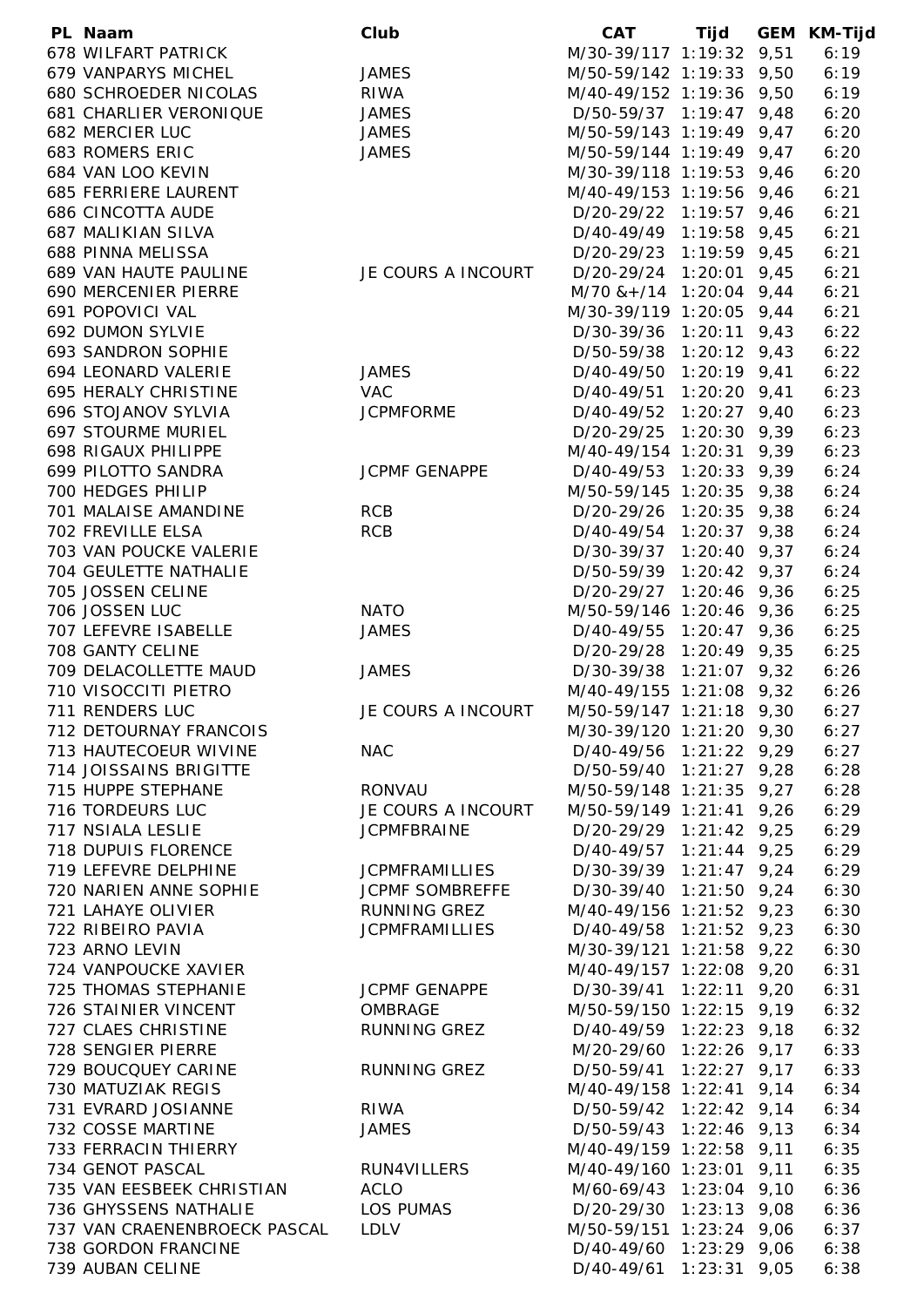| PL | Naam | Club | CAT | Tijd | GEM | KM-Tijd |
|---|---|---|---|---|---|---|
| 678 | WILFART PATRICK | | M/30-39/117 | 1:19:32 | 9,51 | 6:19 |
| 679 | VANPARYS MICHEL | JAMES | M/50-59/142 | 1:19:33 | 9,50 | 6:19 |
| 680 | SCHROEDER NICOLAS | RIWA | M/40-49/152 | 1:19:36 | 9,50 | 6:19 |
| 681 | CHARLIER VERONIQUE | JAMES | D/50-59/37 | 1:19:47 | 9,48 | 6:20 |
| 682 | MERCIER LUC | JAMES | M/50-59/143 | 1:19:49 | 9,47 | 6:20 |
| 683 | ROMERS ERIC | JAMES | M/50-59/144 | 1:19:49 | 9,47 | 6:20 |
| 684 | VAN LOO KEVIN | | M/30-39/118 | 1:19:53 | 9,46 | 6:20 |
| 685 | FERRIERE LAURENT | | M/40-49/153 | 1:19:56 | 9,46 | 6:21 |
| 686 | CINCOTTA AUDE | | D/20-29/22 | 1:19:57 | 9,46 | 6:21 |
| 687 | MALIKIAN SILVA | | D/40-49/49 | 1:19:58 | 9,45 | 6:21 |
| 688 | PINNA MELISSA | | D/20-29/23 | 1:19:59 | 9,45 | 6:21 |
| 689 | VAN HAUTE PAULINE | JE COURS A INCOURT | D/20-29/24 | 1:20:01 | 9,45 | 6:21 |
| 690 | MERCENIER PIERRE | | M/70 &+/14 | 1:20:04 | 9,44 | 6:21 |
| 691 | POPOVICI VAL | | M/30-39/119 | 1:20:05 | 9,44 | 6:21 |
| 692 | DUMON SYLVIE | | D/30-39/36 | 1:20:11 | 9,43 | 6:22 |
| 693 | SANDRON SOPHIE | | D/50-59/38 | 1:20:12 | 9,43 | 6:22 |
| 694 | LEONARD VALERIE | JAMES | D/40-49/50 | 1:20:19 | 9,41 | 6:22 |
| 695 | HERALY CHRISTINE | VAC | D/40-49/51 | 1:20:20 | 9,41 | 6:23 |
| 696 | STOJANOV SYLVIA | JCPMFORME | D/40-49/52 | 1:20:27 | 9,40 | 6:23 |
| 697 | STOURME MURIEL | | D/20-29/25 | 1:20:30 | 9,39 | 6:23 |
| 698 | RIGAUX PHILIPPE | | M/40-49/154 | 1:20:31 | 9,39 | 6:23 |
| 699 | PILOTTO SANDRA | JCPMF GENAPPE | D/40-49/53 | 1:20:33 | 9,39 | 6:24 |
| 700 | HEDGES PHILIP | | M/50-59/145 | 1:20:35 | 9,38 | 6:24 |
| 701 | MALAISE AMANDINE | RCB | D/20-29/26 | 1:20:35 | 9,38 | 6:24 |
| 702 | FREVILLE ELSA | RCB | D/40-49/54 | 1:20:37 | 9,38 | 6:24 |
| 703 | VAN POUCKE VALERIE | | D/30-39/37 | 1:20:40 | 9,37 | 6:24 |
| 704 | GEULETTE NATHALIE | | D/50-59/39 | 1:20:42 | 9,37 | 6:24 |
| 705 | JOSSEN CELINE | | D/20-29/27 | 1:20:46 | 9,36 | 6:25 |
| 706 | JOSSEN LUC | NATO | M/50-59/146 | 1:20:46 | 9,36 | 6:25 |
| 707 | LEFEVRE ISABELLE | JAMES | D/40-49/55 | 1:20:47 | 9,36 | 6:25 |
| 708 | GANTY CELINE | | D/20-29/28 | 1:20:49 | 9,35 | 6:25 |
| 709 | DELACOLLETTE MAUD | JAMES | D/30-39/38 | 1:21:07 | 9,32 | 6:26 |
| 710 | VISOCCITI PIETRO | | M/40-49/155 | 1:21:08 | 9,32 | 6:26 |
| 711 | RENDERS LUC | JE COURS A INCOURT | M/50-59/147 | 1:21:18 | 9,30 | 6:27 |
| 712 | DETOURNAY FRANCOIS | | M/30-39/120 | 1:21:20 | 9,30 | 6:27 |
| 713 | HAUTECOEUR WIVINE | NAC | D/40-49/56 | 1:21:22 | 9,29 | 6:27 |
| 714 | JOISSAINS BRIGITTE | | D/50-59/40 | 1:21:27 | 9,28 | 6:28 |
| 715 | HUPPE STEPHANE | RONVAU | M/50-59/148 | 1:21:35 | 9,27 | 6:28 |
| 716 | TORDEURS LUC | JE COURS A INCOURT | M/50-59/149 | 1:21:41 | 9,26 | 6:29 |
| 717 | NSIALA LESLIE | JCPMFBRAINE | D/20-29/29 | 1:21:42 | 9,25 | 6:29 |
| 718 | DUPUIS FLORENCE | | D/40-49/57 | 1:21:44 | 9,25 | 6:29 |
| 719 | LEFEVRE DELPHINE | JCPMFRAMILLIES | D/30-39/39 | 1:21:47 | 9,24 | 6:29 |
| 720 | NARIEN ANNE SOPHIE | JCPMF SOMBREFFE | D/30-39/40 | 1:21:50 | 9,24 | 6:30 |
| 721 | LAHAYE OLIVIER | RUNNING GREZ | M/40-49/156 | 1:21:52 | 9,23 | 6:30 |
| 722 | RIBEIRO PAVIA | JCPMFRAMILLIES | D/40-49/58 | 1:21:52 | 9,23 | 6:30 |
| 723 | ARNO LEVIN | | M/30-39/121 | 1:21:58 | 9,22 | 6:30 |
| 724 | VANPOUCKE XAVIER | | M/40-49/157 | 1:22:08 | 9,20 | 6:31 |
| 725 | THOMAS STEPHANIE | JCPMF GENAPPE | D/30-39/41 | 1:22:11 | 9,20 | 6:31 |
| 726 | STAINIER VINCENT | OMBRAGE | M/50-59/150 | 1:22:15 | 9,19 | 6:32 |
| 727 | CLAES CHRISTINE | RUNNING GREZ | D/40-49/59 | 1:22:23 | 9,18 | 6:32 |
| 728 | SENGIER PIERRE | | M/20-29/60 | 1:22:26 | 9,17 | 6:33 |
| 729 | BOUCQUEY CARINE | RUNNING GREZ | D/50-59/41 | 1:22:27 | 9,17 | 6:33 |
| 730 | MATUZIAK REGIS | | M/40-49/158 | 1:22:41 | 9,14 | 6:34 |
| 731 | EVRARD JOSIANNE | RIWA | D/50-59/42 | 1:22:42 | 9,14 | 6:34 |
| 732 | COSSE MARTINE | JAMES | D/50-59/43 | 1:22:46 | 9,13 | 6:34 |
| 733 | FERRACIN THIERRY | | M/40-49/159 | 1:22:58 | 9,11 | 6:35 |
| 734 | GENOT PASCAL | RUN4VILLERS | M/40-49/160 | 1:23:01 | 9,11 | 6:35 |
| 735 | VAN EESBEEK CHRISTIAN | ACLO | M/60-69/43 | 1:23:04 | 9,10 | 6:36 |
| 736 | GHYSSENS NATHALIE | LOS PUMAS | D/20-29/30 | 1:23:13 | 9,08 | 6:36 |
| 737 | VAN CRAENENBROECK PASCAL | LDLV | M/50-59/151 | 1:23:24 | 9,06 | 6:37 |
| 738 | GORDON FRANCINE | | D/40-49/60 | 1:23:29 | 9,06 | 6:38 |
| 739 | AUBAN CELINE | | D/40-49/61 | 1:23:31 | 9,05 | 6:38 |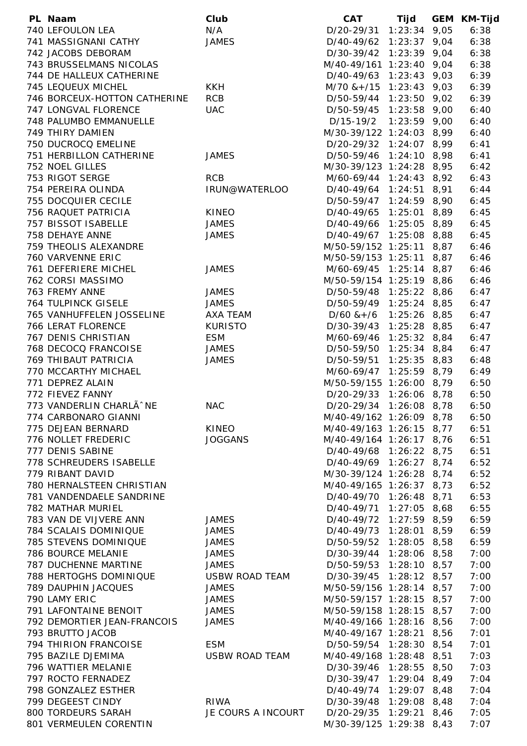| PL | Naam | Club | CAT | Tijd | GEM | KM-Tijd |
|---|---|---|---|---|---|---|
| 740 | LEFOULON LEA | N/A | D/20-29/31 | 1:23:34 | 9,05 | 6:38 |
| 741 | MASSIGNANI CATHY | JAMES | D/40-49/62 | 1:23:37 | 9,04 | 6:38 |
| 742 | JACOBS DEBORAM | | D/30-39/42 | 1:23:39 | 9,04 | 6:38 |
| 743 | BRUSSELMANS NICOLAS | | M/40-49/161 | 1:23:40 | 9,04 | 6:38 |
| 744 | DE HALLEUX CATHERINE | | D/40-49/63 | 1:23:43 | 9,03 | 6:39 |
| 745 | LEQUEUX MICHEL | KKH | M/70 &+/15 | 1:23:43 | 9,03 | 6:39 |
| 746 | BORCEUX-HOTTON CATHERINE | RCB | D/50-59/44 | 1:23:50 | 9,02 | 6:39 |
| 747 | LONGVAL FLORENCE | UAC | D/50-59/45 | 1:23:58 | 9,00 | 6:40 |
| 748 | PALUMBO EMMANUELLE | | D/15-19/2 | 1:23:59 | 9,00 | 6:40 |
| 749 | THIRY DAMIEN | | M/30-39/122 | 1:24:03 | 8,99 | 6:40 |
| 750 | DUCROCQ EMELINE | | D/20-29/32 | 1:24:07 | 8,99 | 6:41 |
| 751 | HERBILLON CATHERINE | JAMES | D/50-59/46 | 1:24:10 | 8,98 | 6:41 |
| 752 | NOEL GILLES | | M/30-39/123 | 1:24:28 | 8,95 | 6:42 |
| 753 | RIGOT SERGE | RCB | M/60-69/44 | 1:24:43 | 8,92 | 6:43 |
| 754 | PEREIRA OLINDA | IRUN@WATERLOO | D/40-49/64 | 1:24:51 | 8,91 | 6:44 |
| 755 | DOCQUIER CECILE | | D/50-59/47 | 1:24:59 | 8,90 | 6:45 |
| 756 | RAQUET PATRICIA | KINEO | D/40-49/65 | 1:25:01 | 8,89 | 6:45 |
| 757 | BISSOT ISABELLE | JAMES | D/40-49/66 | 1:25:05 | 8,89 | 6:45 |
| 758 | DEHAYE ANNE | JAMES | D/40-49/67 | 1:25:08 | 8,88 | 6:45 |
| 759 | THEOLIS ALEXANDRE | | M/50-59/152 | 1:25:11 | 8,87 | 6:46 |
| 760 | VARVENNE ERIC | | M/50-59/153 | 1:25:11 | 8,87 | 6:46 |
| 761 | DEFERIERE MICHEL | JAMES | M/60-69/45 | 1:25:14 | 8,87 | 6:46 |
| 762 | CORSI MASSIMO | | M/50-59/154 | 1:25:19 | 8,86 | 6:46 |
| 763 | FREMY ANNE | JAMES | D/50-59/48 | 1:25:22 | 8,86 | 6:47 |
| 764 | TULPINCK GISELE | JAMES | D/50-59/49 | 1:25:24 | 8,85 | 6:47 |
| 765 | VANHUFFELEN JOSSELINE | AXA TEAM | D/60 &+/6 | 1:25:26 | 8,85 | 6:47 |
| 766 | LERAT FLORENCE | KURISTO | D/30-39/43 | 1:25:28 | 8,85 | 6:47 |
| 767 | DENIS CHRISTIAN | ESM | M/60-69/46 | 1:25:32 | 8,84 | 6:47 |
| 768 | DECOCQ FRANCOISE | JAMES | D/50-59/50 | 1:25:34 | 8,84 | 6:47 |
| 769 | THIBAUT PATRICIA | JAMES | D/50-59/51 | 1:25:35 | 8,83 | 6:48 |
| 770 | MCCARTHY MICHAEL | | M/60-69/47 | 1:25:59 | 8,79 | 6:49 |
| 771 | DEPREZ ALAIN | | M/50-59/155 | 1:26:00 | 8,79 | 6:50 |
| 772 | FIEVEZ FANNY | | D/20-29/33 | 1:26:06 | 8,78 | 6:50 |
| 773 | VANDERLIN CHARLÃˆNE | NAC | D/20-29/34 | 1:26:08 | 8,78 | 6:50 |
| 774 | CARBONARO GIANNI | | M/40-49/162 | 1:26:09 | 8,78 | 6:50 |
| 775 | DEJEAN BERNARD | KINEO | M/40-49/163 | 1:26:15 | 8,77 | 6:51 |
| 776 | NOLLET FREDERIC | JOGGANS | M/40-49/164 | 1:26:17 | 8,76 | 6:51 |
| 777 | DENIS SABINE | | D/40-49/68 | 1:26:22 | 8,75 | 6:51 |
| 778 | SCHREUDERS ISABELLE | | D/40-49/69 | 1:26:27 | 8,74 | 6:52 |
| 779 | RIBANT DAVID | | M/30-39/124 | 1:26:28 | 8,74 | 6:52 |
| 780 | HERNALSTEEN CHRISTIAN | | M/40-49/165 | 1:26:37 | 8,73 | 6:52 |
| 781 | VANDENDAELE SANDRINE | | D/40-49/70 | 1:26:48 | 8,71 | 6:53 |
| 782 | MATHAR MURIEL | | D/40-49/71 | 1:27:05 | 8,68 | 6:55 |
| 783 | VAN DE VIJVERE ANN | JAMES | D/40-49/72 | 1:27:59 | 8,59 | 6:59 |
| 784 | SCALAIS DOMINIQUE | JAMES | D/40-49/73 | 1:28:01 | 8,59 | 6:59 |
| 785 | STEVENS DOMINIQUE | JAMES | D/50-59/52 | 1:28:05 | 8,58 | 6:59 |
| 786 | BOURCE MELANIE | JAMES | D/30-39/44 | 1:28:06 | 8,58 | 7:00 |
| 787 | DUCHENNE MARTINE | JAMES | D/50-59/53 | 1:28:10 | 8,57 | 7:00 |
| 788 | HERTOGHS DOMINIQUE | USBW ROAD TEAM | D/30-39/45 | 1:28:12 | 8,57 | 7:00 |
| 789 | DAUPHIN JACQUES | JAMES | M/50-59/156 | 1:28:14 | 8,57 | 7:00 |
| 790 | LAMY ERIC | JAMES | M/50-59/157 | 1:28:15 | 8,57 | 7:00 |
| 791 | LAFONTAINE BENOIT | JAMES | M/50-59/158 | 1:28:15 | 8,57 | 7:00 |
| 792 | DEMORTIER JEAN-FRANCOIS | JAMES | M/40-49/166 | 1:28:16 | 8,56 | 7:00 |
| 793 | BRUTTO JACOB | | M/40-49/167 | 1:28:21 | 8,56 | 7:01 |
| 794 | THIRION FRANCOISE | ESM | D/50-59/54 | 1:28:30 | 8,54 | 7:01 |
| 795 | BAZILE DJEMIMA | USBW ROAD TEAM | M/40-49/168 | 1:28:48 | 8,51 | 7:03 |
| 796 | WATTIER MELANIE | | D/30-39/46 | 1:28:55 | 8,50 | 7:03 |
| 797 | ROCTO FERNADEZ | | D/30-39/47 | 1:29:04 | 8,49 | 7:04 |
| 798 | GONZALEZ ESTHER | | D/40-49/74 | 1:29:07 | 8,48 | 7:04 |
| 799 | DEGEEST CINDY | RIWA | D/30-39/48 | 1:29:08 | 8,48 | 7:04 |
| 800 | TORDEURS SARAH | JE COURS A INCOURT | D/20-29/35 | 1:29:21 | 8,46 | 7:05 |
| 801 | VERMEULEN CORENTIN | | M/30-39/125 | 1:29:38 | 8,43 | 7:07 |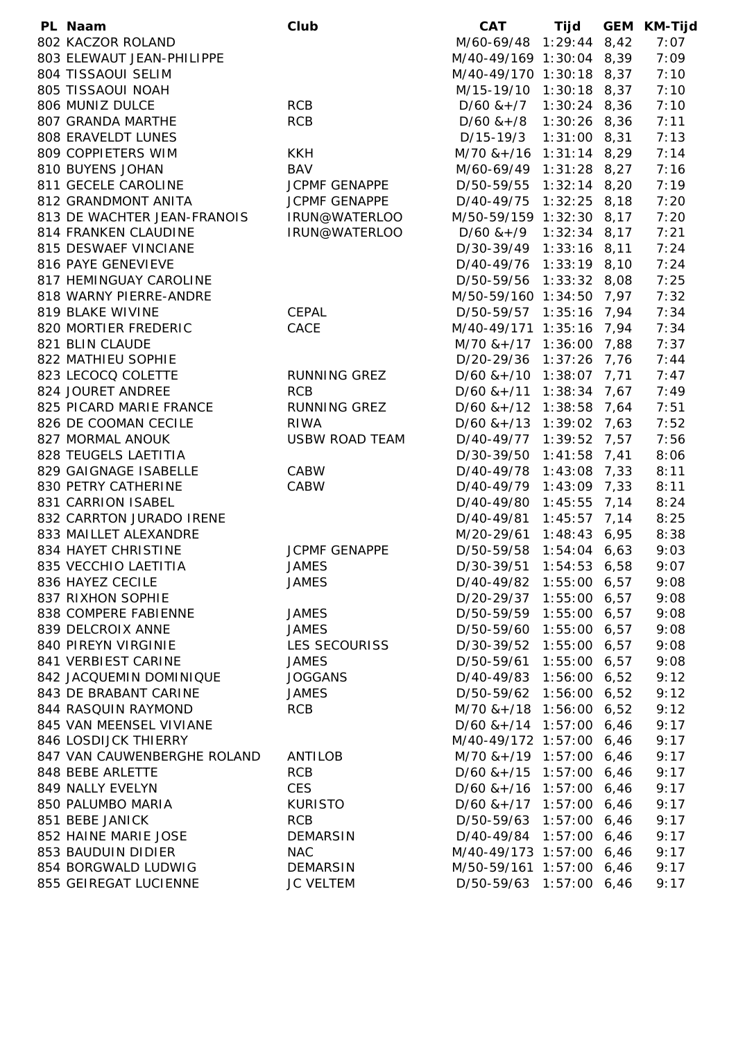| PL | Naam | Club | CAT | Tijd | GEM | KM-Tijd |
|---|---|---|---|---|---|---|
| 802 | KACZOR ROLAND | | M/60-69/48 | 1:29:44 | 8,42 | 7:07 |
| 803 | ELEWAUT JEAN-PHILIPPE | | M/40-49/169 | 1:30:04 | 8,39 | 7:09 |
| 804 | TISSAOUI SELIM | | M/40-49/170 | 1:30:18 | 8,37 | 7:10 |
| 805 | TISSAOUI NOAH | | M/15-19/10 | 1:30:18 | 8,37 | 7:10 |
| 806 | MUNIZ DULCE | RCB | D/60 &+/7 | 1:30:24 | 8,36 | 7:10 |
| 807 | GRANDA MARTHE | RCB | D/60 &+/8 | 1:30:26 | 8,36 | 7:11 |
| 808 | ERAVELDT LUNES | | D/15-19/3 | 1:31:00 | 8,31 | 7:13 |
| 809 | COPPIETERS WIM | KKH | M/70 &+/16 | 1:31:14 | 8,29 | 7:14 |
| 810 | BUYENS JOHAN | BAV | M/60-69/49 | 1:31:28 | 8,27 | 7:16 |
| 811 | GECELE CAROLINE | JCPMF GENAPPE | D/50-59/55 | 1:32:14 | 8,20 | 7:19 |
| 812 | GRANDMONT ANITA | JCPMF GENAPPE | D/40-49/75 | 1:32:25 | 8,18 | 7:20 |
| 813 | DE WACHTER JEAN-FRANOIS | IRUN@WATERLOO | M/50-59/159 | 1:32:30 | 8,17 | 7:20 |
| 814 | FRANKEN CLAUDINE | IRUN@WATERLOO | D/60 &+/9 | 1:32:34 | 8,17 | 7:21 |
| 815 | DESWAEF VINCIANE | | D/30-39/49 | 1:33:16 | 8,11 | 7:24 |
| 816 | PAYE GENEVIEVE | | D/40-49/76 | 1:33:19 | 8,10 | 7:24 |
| 817 | HEMINGUAY CAROLINE | | D/50-59/56 | 1:33:32 | 8,08 | 7:25 |
| 818 | WARNY PIERRE-ANDRE | | M/50-59/160 | 1:34:50 | 7,97 | 7:32 |
| 819 | BLAKE WIVINE | CEPAL | D/50-59/57 | 1:35:16 | 7,94 | 7:34 |
| 820 | MORTIER FREDERIC | CACE | M/40-49/171 | 1:35:16 | 7,94 | 7:34 |
| 821 | BLIN CLAUDE | | M/70 &+/17 | 1:36:00 | 7,88 | 7:37 |
| 822 | MATHIEU SOPHIE | | D/20-29/36 | 1:37:26 | 7,76 | 7:44 |
| 823 | LECOCQ COLETTE | RUNNING GREZ | D/60 &+/10 | 1:38:07 | 7,71 | 7:47 |
| 824 | JOURET ANDREE | RCB | D/60 &+/11 | 1:38:34 | 7,67 | 7:49 |
| 825 | PICARD MARIE FRANCE | RUNNING GREZ | D/60 &+/12 | 1:38:58 | 7,64 | 7:51 |
| 826 | DE COOMAN CECILE | RIWA | D/60 &+/13 | 1:39:02 | 7,63 | 7:52 |
| 827 | MORMAL ANOUK | USBW ROAD TEAM | D/40-49/77 | 1:39:52 | 7,57 | 7:56 |
| 828 | TEUGELS LAETITIA | | D/30-39/50 | 1:41:58 | 7,41 | 8:06 |
| 829 | GAIGNAGE ISABELLE | CABW | D/40-49/78 | 1:43:08 | 7,33 | 8:11 |
| 830 | PETRY CATHERINE | CABW | D/40-49/79 | 1:43:09 | 7,33 | 8:11 |
| 831 | CARRION ISABEL | | D/40-49/80 | 1:45:55 | 7,14 | 8:24 |
| 832 | CARRTON JURADO IRENE | | D/40-49/81 | 1:45:57 | 7,14 | 8:25 |
| 833 | MAILLET ALEXANDRE | | M/20-29/61 | 1:48:43 | 6,95 | 8:38 |
| 834 | HAYET CHRISTINE | JCPMF GENAPPE | D/50-59/58 | 1:54:04 | 6,63 | 9:03 |
| 835 | VECCHIO LAETITIA | JAMES | D/30-39/51 | 1:54:53 | 6,58 | 9:07 |
| 836 | HAYEZ CECILE | JAMES | D/40-49/82 | 1:55:00 | 6,57 | 9:08 |
| 837 | RIXHON SOPHIE | | D/20-29/37 | 1:55:00 | 6,57 | 9:08 |
| 838 | COMPERE FABIENNE | JAMES | D/50-59/59 | 1:55:00 | 6,57 | 9:08 |
| 839 | DELCROIX ANNE | JAMES | D/50-59/60 | 1:55:00 | 6,57 | 9:08 |
| 840 | PIREYN VIRGINIE | LES SECOURISS | D/30-39/52 | 1:55:00 | 6,57 | 9:08 |
| 841 | VERBIEST CARINE | JAMES | D/50-59/61 | 1:55:00 | 6,57 | 9:08 |
| 842 | JACQUEMIN DOMINIQUE | JOGGANS | D/40-49/83 | 1:56:00 | 6,52 | 9:12 |
| 843 | DE BRABANT CARINE | JAMES | D/50-59/62 | 1:56:00 | 6,52 | 9:12 |
| 844 | RASQUIN RAYMOND | RCB | M/70 &+/18 | 1:56:00 | 6,52 | 9:12 |
| 845 | VAN MEENSEL VIVIANE | | D/60 &+/14 | 1:57:00 | 6,46 | 9:17 |
| 846 | LOSDIJCK THIERRY | | M/40-49/172 | 1:57:00 | 6,46 | 9:17 |
| 847 | VAN CAUWENBERGHE ROLAND | ANTILOB | M/70 &+/19 | 1:57:00 | 6,46 | 9:17 |
| 848 | BEBE ARLETTE | RCB | D/60 &+/15 | 1:57:00 | 6,46 | 9:17 |
| 849 | NALLY EVELYN | CES | D/60 &+/16 | 1:57:00 | 6,46 | 9:17 |
| 850 | PALUMBO MARIA | KURISTO | D/60 &+/17 | 1:57:00 | 6,46 | 9:17 |
| 851 | BEBE JANICK | RCB | D/50-59/63 | 1:57:00 | 6,46 | 9:17 |
| 852 | HAINE MARIE JOSE | DEMARSIN | D/40-49/84 | 1:57:00 | 6,46 | 9:17 |
| 853 | BAUDUIN DIDIER | NAC | M/40-49/173 | 1:57:00 | 6,46 | 9:17 |
| 854 | BORGWALD LUDWIG | DEMARSIN | M/50-59/161 | 1:57:00 | 6,46 | 9:17 |
| 855 | GEIREGAT LUCIENNE | JC VELTEM | D/50-59/63 | 1:57:00 | 6,46 | 9:17 |